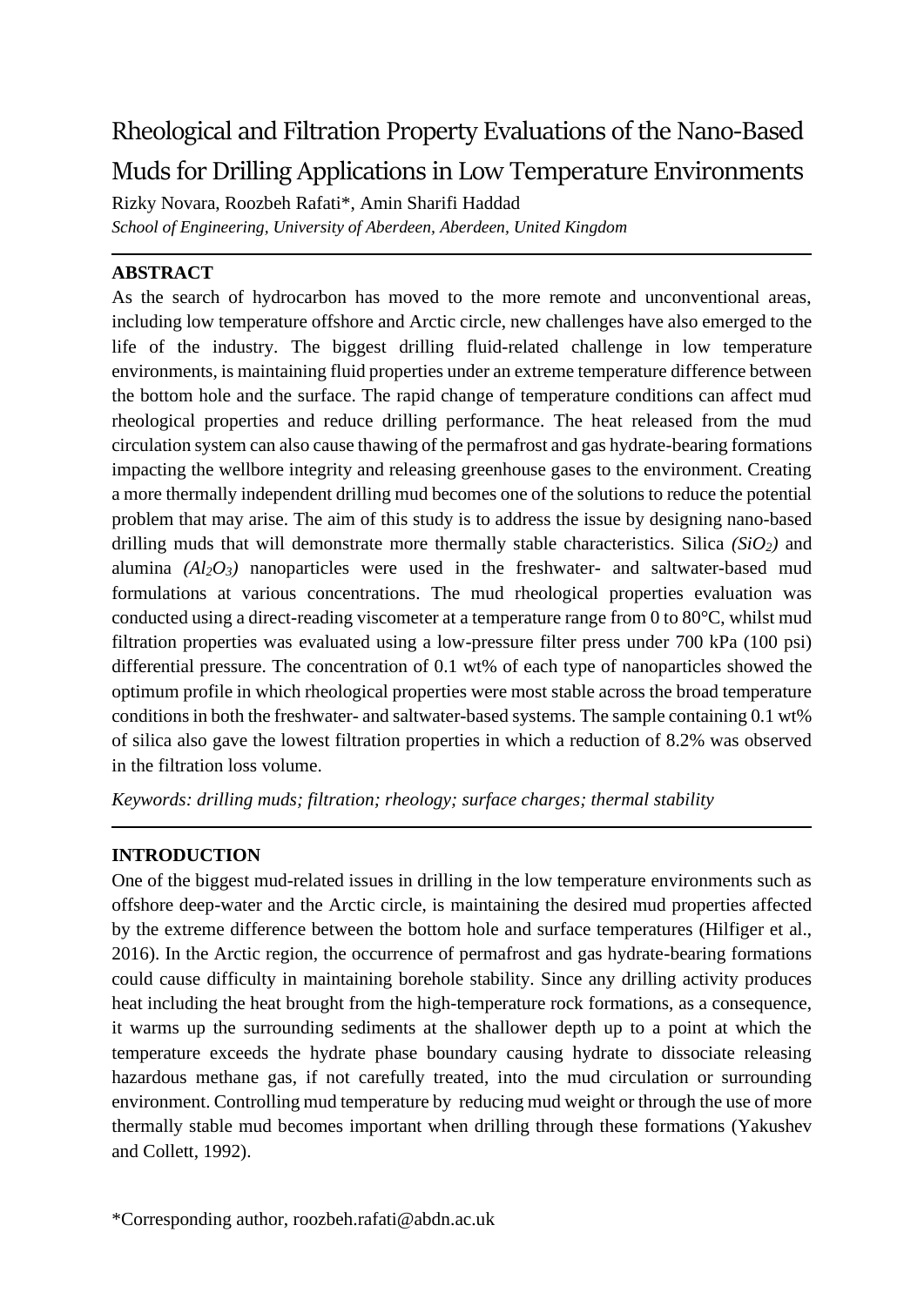# Rheological and Filtration Property Evaluations of the Nano-Based Muds for Drilling Applications in Low Temperature Environments

Rizky Novara, Roozbeh Rafati*, Amin Sharifi Haddad

*School of Engineering, University of Aberdeen, Aberdeen, United Kingdom*

---

## ABSTRACT

As the search of hydrocarbon has moved to the more remote and unconventional areas, including low temperature offshore and Arctic circle, new challenges have also emerged to the life of the industry. The biggest drilling fluid-related challenge in low temperature environments, is maintaining fluid properties under an extreme temperature difference between the bottom hole and the surface. The rapid change of temperature conditions can affect mud rheological properties and reduce drilling performance. The heat released from the mud circulation system can also cause thawing of the permafrost and gas hydrate-bearing formations impacting the wellbore integrity and releasing greenhouse gases to the environment. Creating a more thermally independent drilling mud becomes one of the solutions to reduce the potential problem that may arise. The aim of this study is to address the issue by designing nano-based drilling muds that will demonstrate more thermally stable characteristics. Silica *($SiO_2$)* and alumina *($Al_2O_3$)* nanoparticles were used in the freshwater- and saltwater-based mud formulations at various concentrations. The mud rheological properties evaluation was conducted using a direct-reading viscometer at a temperature range from 0 to 80°C, whilst mud filtration properties was evaluated using a low-pressure filter press under 700 kPa (100 psi) differential pressure. The concentration of 0.1 wt% of each type of nanoparticles showed the optimum profile in which rheological properties were most stable across the broad temperature conditions in both the freshwater- and saltwater-based systems. The sample containing 0.1 wt% of silica also gave the lowest filtration properties in which a reduction of 8.2% was observed in the filtration loss volume.

*Keywords: drilling muds; filtration; rheology; surface charges; thermal stability*

---

## INTRODUCTION

One of the biggest mud-related issues in drilling in the low temperature environments such as offshore deep-water and the Arctic circle, is maintaining the desired mud properties affected by the extreme difference between the bottom hole and surface temperatures (Hilfiger et al., 2016). In the Arctic region, the occurrence of permafrost and gas hydrate-bearing formations could cause difficulty in maintaining borehole stability. Since any drilling activity produces heat including the heat brought from the high-temperature rock formations, as a consequence, it warms up the surrounding sediments at the shallower depth up to a point at which the temperature exceeds the hydrate phase boundary causing hydrate to dissociate releasing hazardous methane gas, if not carefully treated, into the mud circulation or surrounding environment. Controlling mud temperature by reducing mud weight or through the use of more thermally stable mud becomes important when drilling through these formations (Yakushev and Collett, 1992).

*Corresponding author, roozbeh.rafati@abdn.ac.uk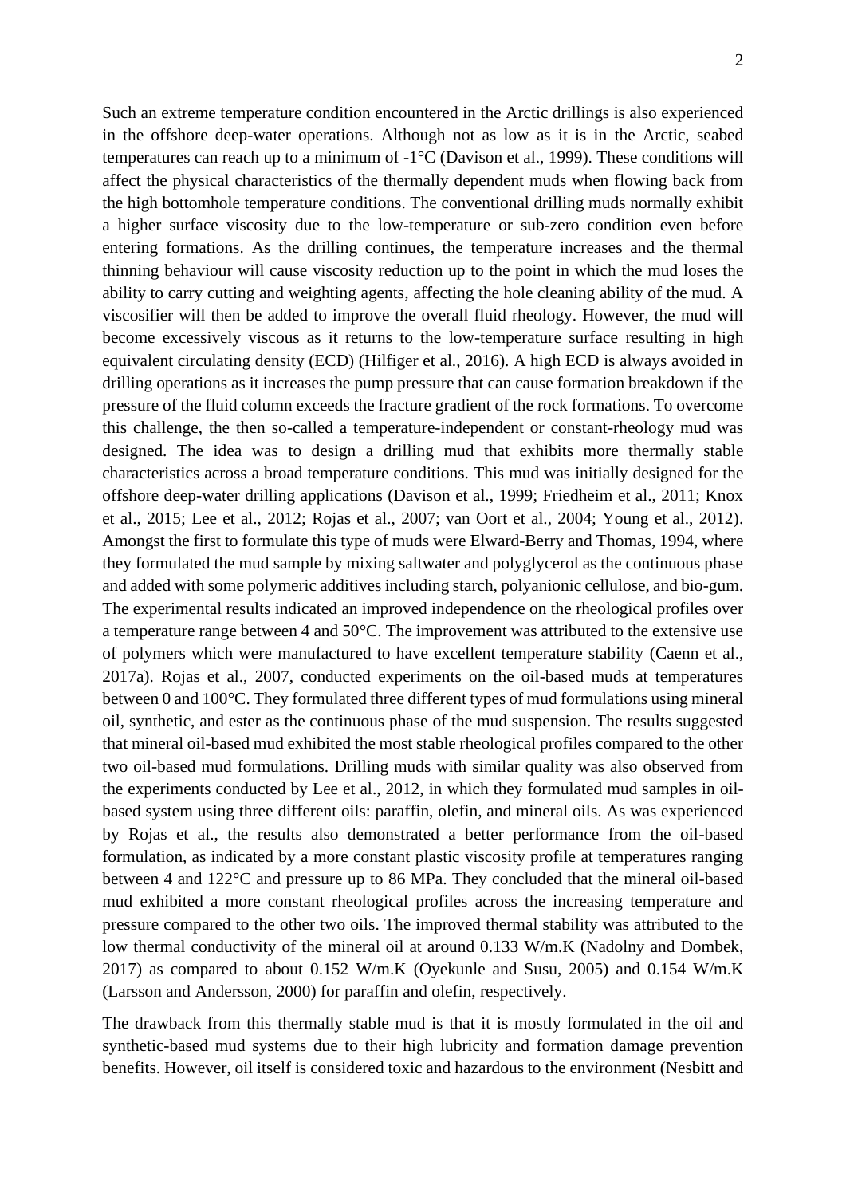Such an extreme temperature condition encountered in the Arctic drillings is also experienced in the offshore deep-water operations. Although not as low as it is in the Arctic, seabed temperatures can reach up to a minimum of -1°C (Davison et al., 1999). These conditions will affect the physical characteristics of the thermally dependent muds when flowing back from the high bottomhole temperature conditions. The conventional drilling muds normally exhibit a higher surface viscosity due to the low-temperature or sub-zero condition even before entering formations. As the drilling continues, the temperature increases and the thermal thinning behaviour will cause viscosity reduction up to the point in which the mud loses the ability to carry cutting and weighting agents, affecting the hole cleaning ability of the mud. A viscosifier will then be added to improve the overall fluid rheology. However, the mud will become excessively viscous as it returns to the low-temperature surface resulting in high equivalent circulating density (ECD) (Hilfiger et al., 2016). A high ECD is always avoided in drilling operations as it increases the pump pressure that can cause formation breakdown if the pressure of the fluid column exceeds the fracture gradient of the rock formations. To overcome this challenge, the then so-called a temperature-independent or constant-rheology mud was designed. The idea was to design a drilling mud that exhibits more thermally stable characteristics across a broad temperature conditions. This mud was initially designed for the offshore deep-water drilling applications (Davison et al., 1999; Friedheim et al., 2011; Knox et al., 2015; Lee et al., 2012; Rojas et al., 2007; van Oort et al., 2004; Young et al., 2012). Amongst the first to formulate this type of muds were Elward-Berry and Thomas, 1994, where they formulated the mud sample by mixing saltwater and polyglycerol as the continuous phase and added with some polymeric additives including starch, polyanionic cellulose, and bio-gum. The experimental results indicated an improved independence on the rheological profiles over a temperature range between 4 and 50°C. The improvement was attributed to the extensive use of polymers which were manufactured to have excellent temperature stability (Caenn et al., 2017a). Rojas et al., 2007, conducted experiments on the oil-based muds at temperatures between 0 and 100°C. They formulated three different types of mud formulations using mineral oil, synthetic, and ester as the continuous phase of the mud suspension. The results suggested that mineral oil-based mud exhibited the most stable rheological profiles compared to the other two oil-based mud formulations. Drilling muds with similar quality was also observed from the experiments conducted by Lee et al., 2012, in which they formulated mud samples in oil-based system using three different oils: paraffin, olefin, and mineral oils. As was experienced by Rojas et al., the results also demonstrated a better performance from the oil-based formulation, as indicated by a more constant plastic viscosity profile at temperatures ranging between 4 and 122°C and pressure up to 86 MPa. They concluded that the mineral oil-based mud exhibited a more constant rheological profiles across the increasing temperature and pressure compared to the other two oils. The improved thermal stability was attributed to the low thermal conductivity of the mineral oil at around 0.133 W/m.K (Nadolny and Dombek, 2017) as compared to about 0.152 W/m.K (Oyekunle and Susu, 2005) and 0.154 W/m.K (Larsson and Andersson, 2000) for paraffin and olefin, respectively.

The drawback from this thermally stable mud is that it is mostly formulated in the oil and synthetic-based mud systems due to their high lubricity and formation damage prevention benefits. However, oil itself is considered toxic and hazardous to the environment (Nesbitt and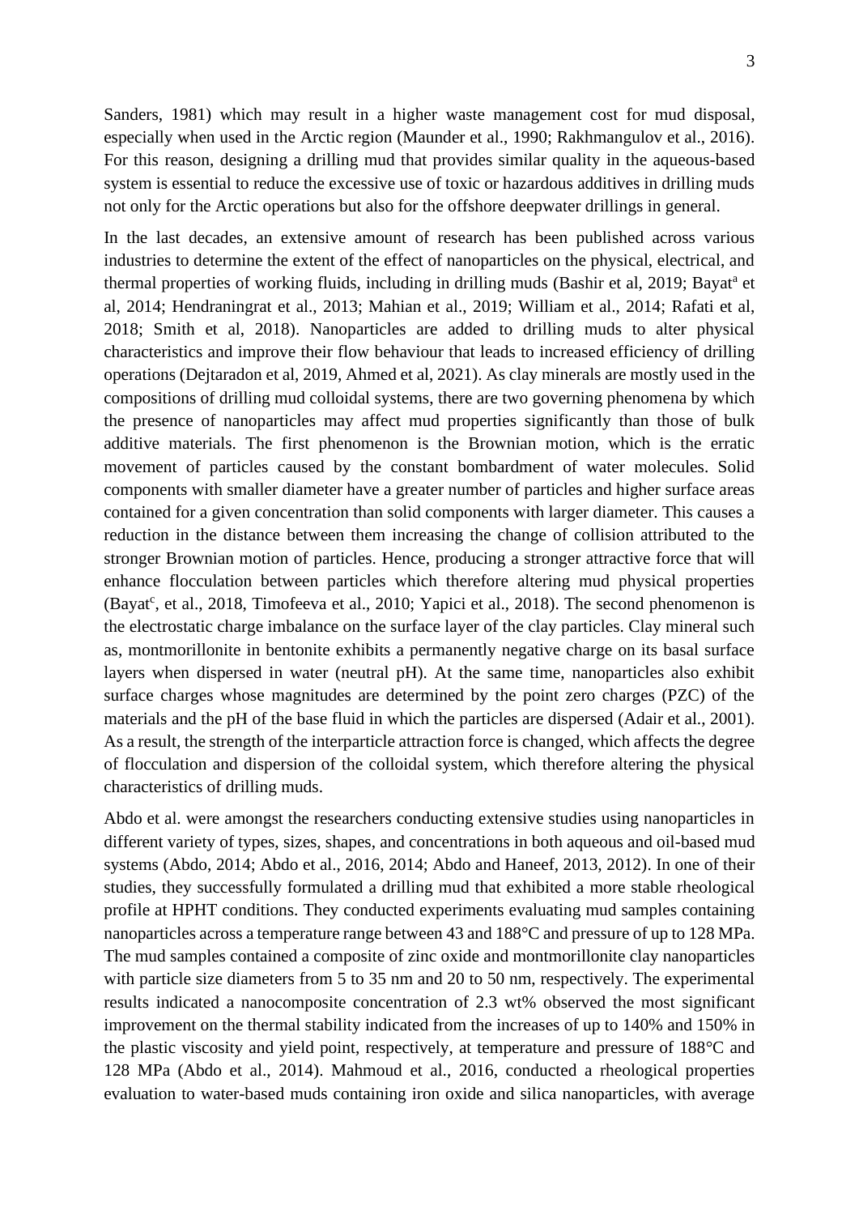Sanders, 1981) which may result in a higher waste management cost for mud disposal, especially when used in the Arctic region (Maunder et al., 1990; Rakhmangulov et al., 2016). For this reason, designing a drilling mud that provides similar quality in the aqueous-based system is essential to reduce the excessive use of toxic or hazardous additives in drilling muds not only for the Arctic operations but also for the offshore deepwater drillings in general.

In the last decades, an extensive amount of research has been published across various industries to determine the extent of the effect of nanoparticles on the physical, electrical, and thermal properties of working fluids, including in drilling muds (Bashir et al, 2019; Bayat[a] et al, 2014; Hendraningrat et al., 2013; Mahian et al., 2019; William et al., 2014; Rafati et al, 2018; Smith et al, 2018). Nanoparticles are added to drilling muds to alter physical characteristics and improve their flow behaviour that leads to increased efficiency of drilling operations (Dejtaradon et al, 2019, Ahmed et al, 2021). As clay minerals are mostly used in the compositions of drilling mud colloidal systems, there are two governing phenomena by which the presence of nanoparticles may affect mud properties significantly than those of bulk additive materials. The first phenomenon is the Brownian motion, which is the erratic movement of particles caused by the constant bombardment of water molecules. Solid components with smaller diameter have a greater number of particles and higher surface areas contained for a given concentration than solid components with larger diameter. This causes a reduction in the distance between them increasing the change of collision attributed to the stronger Brownian motion of particles. Hence, producing a stronger attractive force that will enhance flocculation between particles which therefore altering mud physical properties (Bayat[c], et al., 2018, Timofeeva et al., 2010; Yapici et al., 2018). The second phenomenon is the electrostatic charge imbalance on the surface layer of the clay particles. Clay mineral such as, montmorillonite in bentonite exhibits a permanently negative charge on its basal surface layers when dispersed in water (neutral pH). At the same time, nanoparticles also exhibit surface charges whose magnitudes are determined by the point zero charges (PZC) of the materials and the pH of the base fluid in which the particles are dispersed (Adair et al., 2001). As a result, the strength of the interparticle attraction force is changed, which affects the degree of flocculation and dispersion of the colloidal system, which therefore altering the physical characteristics of drilling muds.

Abdo et al. were amongst the researchers conducting extensive studies using nanoparticles in different variety of types, sizes, shapes, and concentrations in both aqueous and oil-based mud systems (Abdo, 2014; Abdo et al., 2016, 2014; Abdo and Haneef, 2013, 2012). In one of their studies, they successfully formulated a drilling mud that exhibited a more stable rheological profile at HPHT conditions. They conducted experiments evaluating mud samples containing nanoparticles across a temperature range between 43 and 188°C and pressure of up to 128 MPa. The mud samples contained a composite of zinc oxide and montmorillonite clay nanoparticles with particle size diameters from 5 to 35 nm and 20 to 50 nm, respectively. The experimental results indicated a nanocomposite concentration of 2.3 wt% observed the most significant improvement on the thermal stability indicated from the increases of up to 140% and 150% in the plastic viscosity and yield point, respectively, at temperature and pressure of 188°C and 128 MPa (Abdo et al., 2014). Mahmoud et al., 2016, conducted a rheological properties evaluation to water-based muds containing iron oxide and silica nanoparticles, with average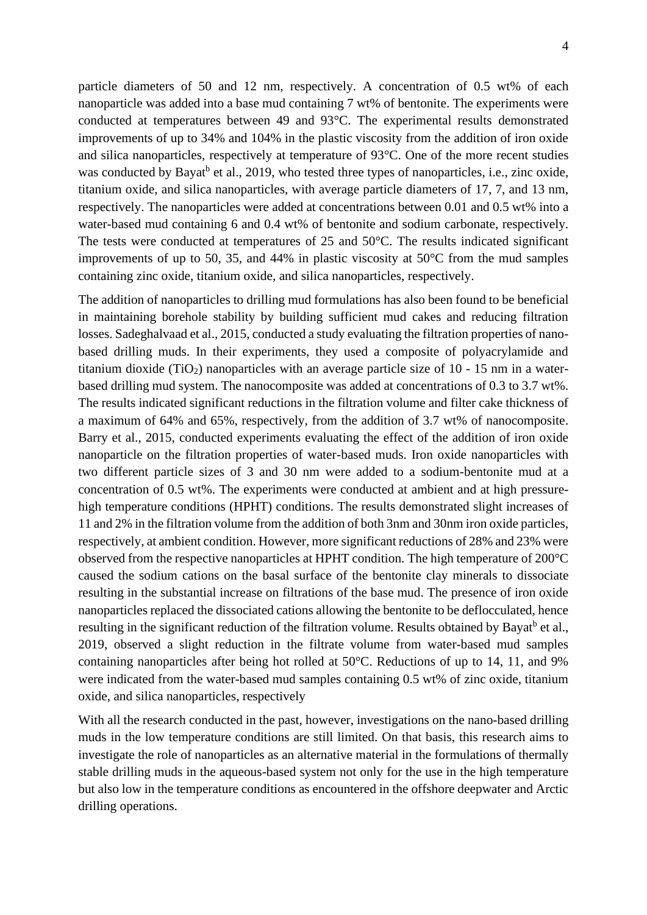particle diameters of 50 and 12 nm, respectively. A concentration of 0.5 wt% of each nanoparticle was added into a base mud containing 7 wt% of bentonite. The experiments were conducted at temperatures between 49 and 93°C. The experimental results demonstrated improvements of up to 34% and 104% in the plastic viscosity from the addition of iron oxide and silica nanoparticles, respectively at temperature of 93°C. One of the more recent studies was conducted by Bayat[b] et al., 2019, who tested three types of nanoparticles, i.e., zinc oxide, titanium oxide, and silica nanoparticles, with average particle diameters of 17, 7, and 13 nm, respectively. The nanoparticles were added at concentrations between 0.01 and 0.5 wt% into a water-based mud containing 6 and 0.4 wt% of bentonite and sodium carbonate, respectively. The tests were conducted at temperatures of 25 and 50°C. The results indicated significant improvements of up to 50, 35, and 44% in plastic viscosity at 50°C from the mud samples containing zinc oxide, titanium oxide, and silica nanoparticles, respectively.

The addition of nanoparticles to drilling mud formulations has also been found to be beneficial in maintaining borehole stability by building sufficient mud cakes and reducing filtration losses. Sadeghalvaad et al., 2015, conducted a study evaluating the filtration properties of nano-based drilling muds. In their experiments, they used a composite of polyacrylamide and titanium dioxide ($TiO_2$) nanoparticles with an average particle size of 10 - 15 nm in a water-based drilling mud system. The nanocomposite was added at concentrations of 0.3 to 3.7 wt%. The results indicated significant reductions in the filtration volume and filter cake thickness of a maximum of 64% and 65%, respectively, from the addition of 3.7 wt% of nanocomposite. Barry et al., 2015, conducted experiments evaluating the effect of the addition of iron oxide nanoparticle on the filtration properties of water-based muds. Iron oxide nanoparticles with two different particle sizes of 3 and 30 nm were added to a sodium-bentonite mud at a concentration of 0.5 wt%. The experiments were conducted at ambient and at high pressure-high temperature conditions (HPHT) conditions. The results demonstrated slight increases of 11 and 2% in the filtration volume from the addition of both 3nm and 30nm iron oxide particles, respectively, at ambient condition. However, more significant reductions of 28% and 23% were observed from the respective nanoparticles at HPHT condition. The high temperature of 200°C caused the sodium cations on the basal surface of the bentonite clay minerals to dissociate resulting in the substantial increase on filtrations of the base mud. The presence of iron oxide nanoparticles replaced the dissociated cations allowing the bentonite to be deflocculated, hence resulting in the significant reduction of the filtration volume. Results obtained by Bayat[b] et al., 2019, observed a slight reduction in the filtrate volume from water-based mud samples containing nanoparticles after being hot rolled at 50°C. Reductions of up to 14, 11, and 9% were indicated from the water-based mud samples containing 0.5 wt% of zinc oxide, titanium oxide, and silica nanoparticles, respectively

With all the research conducted in the past, however, investigations on the nano-based drilling muds in the low temperature conditions are still limited. On that basis, this research aims to investigate the role of nanoparticles as an alternative material in the formulations of thermally stable drilling muds in the aqueous-based system not only for the use in the high temperature but also low in the temperature conditions as encountered in the offshore deepwater and Arctic drilling operations.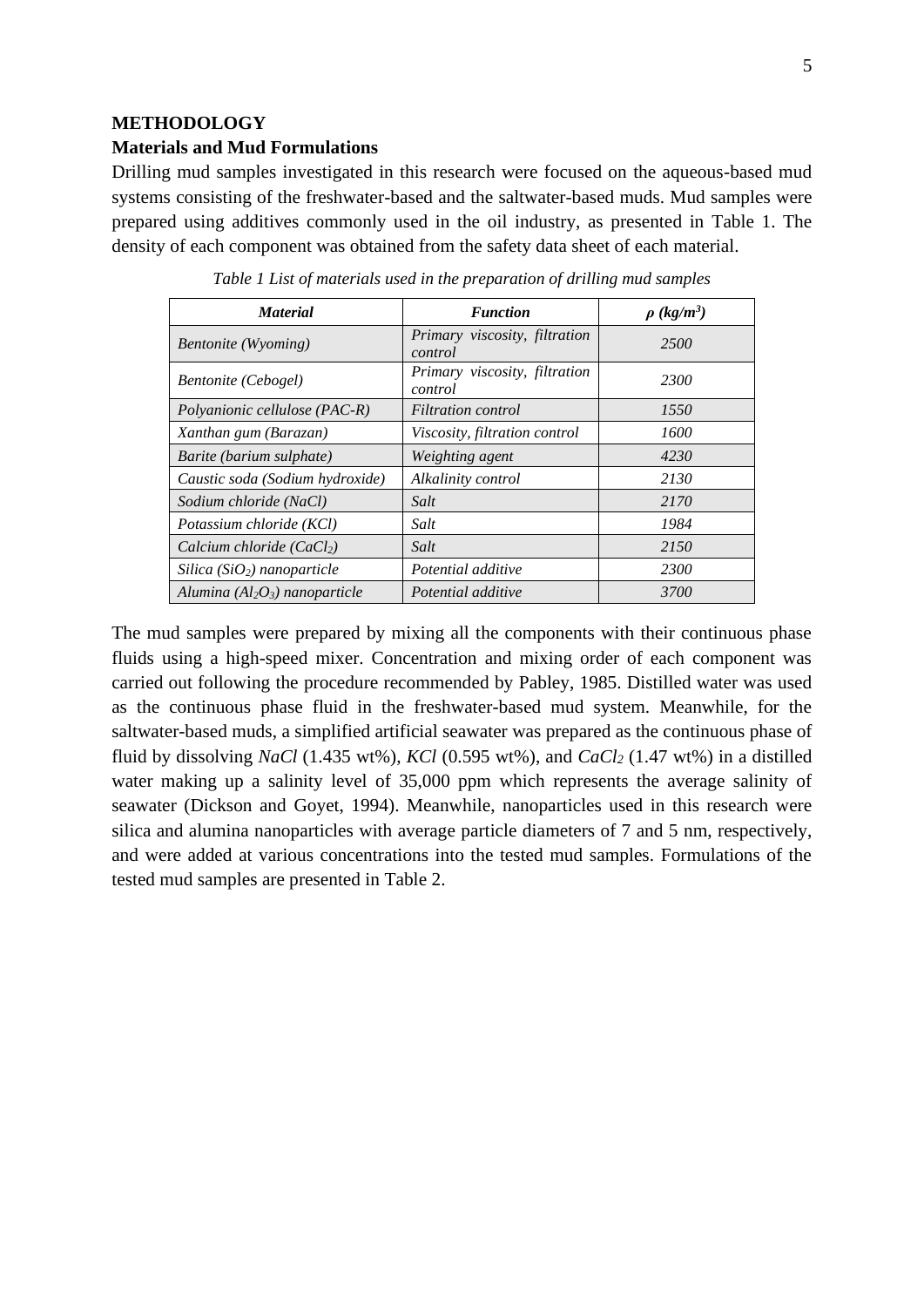## METHODOLOGY

### Materials and Mud Formulations

Drilling mud samples investigated in this research were focused on the aqueous-based mud systems consisting of the freshwater-based and the saltwater-based muds. Mud samples were prepared using additives commonly used in the oil industry, as presented in Table 1. The density of each component was obtained from the safety data sheet of each material.

*Table 1 List of materials used in the preparation of drilling mud samples*

| ***Material*** | ***Function*** | ***ρ (kg/m³)*** |
|---|---|---|
| *Bentonite (Wyoming)* | *Primary viscosity, filtration control* | *2500* |
| *Bentonite (Cebogel)* | *Primary viscosity, filtration control* | *2300* |
| *Polyanionic cellulose (PAC-R)* | *Filtration control* | *1550* |
| *Xanthan gum (Barazan)* | *Viscosity, filtration control* | *1600* |
| *Barite (barium sulphate)* | *Weighting agent* | *4230* |
| *Caustic soda (Sodium hydroxide)* | *Alkalinity control* | *2130* |
| *Sodium chloride (NaCl)* | *Salt* | *2170* |
| *Potassium chloride (KCl)* | *Salt* | *1984* |
| *Calcium chloride ($CaCl_2$)* | *Salt* | *2150* |
| *Silica ($SiO_2$) nanoparticle* | *Potential additive* | *2300* |
| *Alumina ($Al_2O_3$) nanoparticle* | *Potential additive* | *3700* |

The mud samples were prepared by mixing all the components with their continuous phase fluids using a high-speed mixer. Concentration and mixing order of each component was carried out following the procedure recommended by Pabley, 1985. Distilled water was used as the continuous phase fluid in the freshwater-based mud system. Meanwhile, for the saltwater-based muds, a simplified artificial seawater was prepared as the continuous phase of fluid by dissolving *NaCl* (1.435 wt%), *KCl* (0.595 wt%), and $CaCl_2$ (1.47 wt%) in a distilled water making up a salinity level of 35,000 ppm which represents the average salinity of seawater (Dickson and Goyet, 1994). Meanwhile, nanoparticles used in this research were silica and alumina nanoparticles with average particle diameters of 7 and 5 nm, respectively, and were added at various concentrations into the tested mud samples. Formulations of the tested mud samples are presented in Table 2.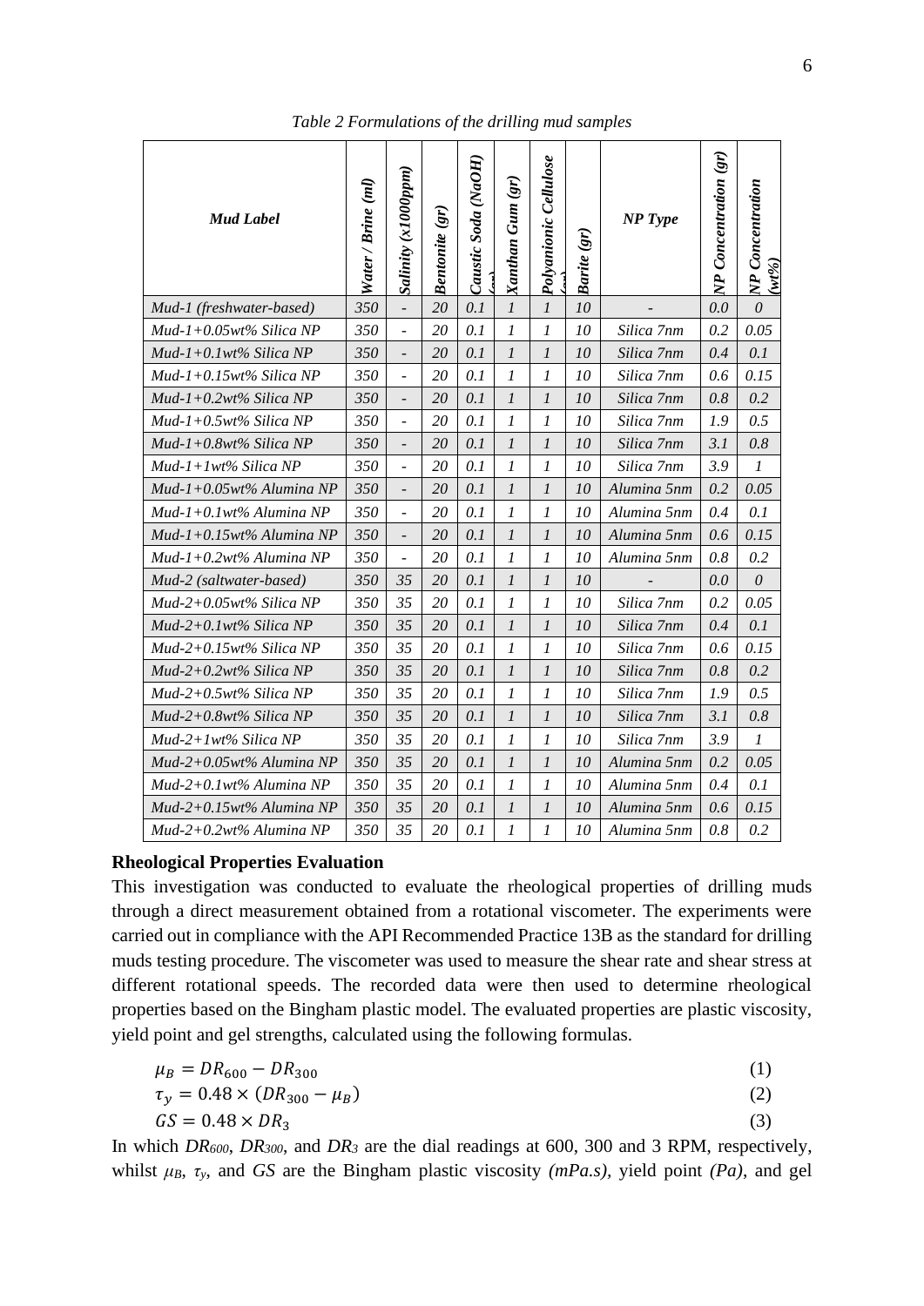*Table 2 Formulations of the drilling mud samples*

| *Mud Label* | *Water / Brine (ml)* | *Salinity (x1000ppm)* | *Bentonite (gr)* | *Caustic Soda (NaOH) (gr)* | *Xanthan Gum (gr)* | *Polyanionic Cellulose (gr)* | *Barite (gr)* | *NP Type* | *NP Concentration (gr)* | *NP Concentration (wt%)* |
|---|---|---|---|---|---|---|---|---|---|---|
| *Mud-1 (freshwater-based)* | 350 | - | 20 | 0.1 | 1 | 1 | 10 | - | 0.0 | 0 |
| *Mud-1+0.05wt% Silica NP* | 350 | - | 20 | 0.1 | 1 | 1 | 10 | Silica 7nm | 0.2 | 0.05 |
| *Mud-1+0.1wt% Silica NP* | 350 | - | 20 | 0.1 | 1 | 1 | 10 | Silica 7nm | 0.4 | 0.1 |
| *Mud-1+0.15wt% Silica NP* | 350 | - | 20 | 0.1 | 1 | 1 | 10 | Silica 7nm | 0.6 | 0.15 |
| *Mud-1+0.2wt% Silica NP* | 350 | - | 20 | 0.1 | 1 | 1 | 10 | Silica 7nm | 0.8 | 0.2 |
| *Mud-1+0.5wt% Silica NP* | 350 | - | 20 | 0.1 | 1 | 1 | 10 | Silica 7nm | 1.9 | 0.5 |
| *Mud-1+0.8wt% Silica NP* | 350 | - | 20 | 0.1 | 1 | 1 | 10 | Silica 7nm | 3.1 | 0.8 |
| *Mud-1+1wt% Silica NP* | 350 | - | 20 | 0.1 | 1 | 1 | 10 | Silica 7nm | 3.9 | 1 |
| *Mud-1+0.05wt% Alumina NP* | 350 | - | 20 | 0.1 | 1 | 1 | 10 | Alumina 5nm | 0.2 | 0.05 |
| *Mud-1+0.1wt% Alumina NP* | 350 | - | 20 | 0.1 | 1 | 1 | 10 | Alumina 5nm | 0.4 | 0.1 |
| *Mud-1+0.15wt% Alumina NP* | 350 | - | 20 | 0.1 | 1 | 1 | 10 | Alumina 5nm | 0.6 | 0.15 |
| *Mud-1+0.2wt% Alumina NP* | 350 | - | 20 | 0.1 | 1 | 1 | 10 | Alumina 5nm | 0.8 | 0.2 |
| *Mud-2 (saltwater-based)* | 350 | 35 | 20 | 0.1 | 1 | 1 | 10 | - | 0.0 | 0 |
| *Mud-2+0.05wt% Silica NP* | 350 | 35 | 20 | 0.1 | 1 | 1 | 10 | Silica 7nm | 0.2 | 0.05 |
| *Mud-2+0.1wt% Silica NP* | 350 | 35 | 20 | 0.1 | 1 | 1 | 10 | Silica 7nm | 0.4 | 0.1 |
| *Mud-2+0.15wt% Silica NP* | 350 | 35 | 20 | 0.1 | 1 | 1 | 10 | Silica 7nm | 0.6 | 0.15 |
| *Mud-2+0.2wt% Silica NP* | 350 | 35 | 20 | 0.1 | 1 | 1 | 10 | Silica 7nm | 0.8 | 0.2 |
| *Mud-2+0.5wt% Silica NP* | 350 | 35 | 20 | 0.1 | 1 | 1 | 10 | Silica 7nm | 1.9 | 0.5 |
| *Mud-2+0.8wt% Silica NP* | 350 | 35 | 20 | 0.1 | 1 | 1 | 10 | Silica 7nm | 3.1 | 0.8 |
| *Mud-2+1wt% Silica NP* | 350 | 35 | 20 | 0.1 | 1 | 1 | 10 | Silica 7nm | 3.9 | 1 |
| *Mud-2+0.05wt% Alumina NP* | 350 | 35 | 20 | 0.1 | 1 | 1 | 10 | Alumina 5nm | 0.2 | 0.05 |
| *Mud-2+0.1wt% Alumina NP* | 350 | 35 | 20 | 0.1 | 1 | 1 | 10 | Alumina 5nm | 0.4 | 0.1 |
| *Mud-2+0.15wt% Alumina NP* | 350 | 35 | 20 | 0.1 | 1 | 1 | 10 | Alumina 5nm | 0.6 | 0.15 |
| *Mud-2+0.2wt% Alumina NP* | 350 | 35 | 20 | 0.1 | 1 | 1 | 10 | Alumina 5nm | 0.8 | 0.2 |

**Rheological Properties Evaluation**

This investigation was conducted to evaluate the rheological properties of drilling muds through a direct measurement obtained from a rotational viscometer. The experiments were carried out in compliance with the API Recommended Practice 13B as the standard for drilling muds testing procedure. The viscometer was used to measure the shear rate and shear stress at different rotational speeds. The recorded data were then used to determine rheological properties based on the Bingham plastic model. The evaluated properties are plastic viscosity, yield point and gel strengths, calculated using the following formulas.

$$\mu_B = DR_{600} - DR_{300} \tag{1}$$

$$\tau_y = 0.48 \times (DR_{300} - \mu_B) \tag{2}$$

$$GS = 0.48 \times DR_3 \tag{3}$$

In which $DR_{600}$, $DR_{300}$, and $DR_3$ are the dial readings at 600, 300 and 3 RPM, respectively, whilst $\mu_B$, $\tau_y$, and $GS$ are the Bingham plastic viscosity *(mPa.s)*, yield point *(Pa)*, and gel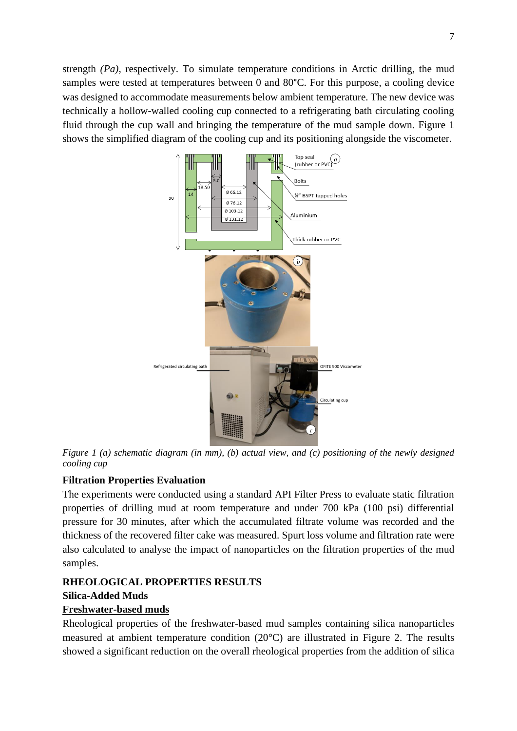strength *(Pa)*, respectively. To simulate temperature conditions in Arctic drilling, the mud samples were tested at temperatures between 0 and 80°C. For this purpose, a cooling device was designed to accommodate measurements below ambient temperature. The new device was technically a hollow-walled cooling cup connected to a refrigerating bath circulating cooling fluid through the cup wall and bringing the temperature of the mud sample down. Figure 1 shows the simplified diagram of the cooling cup and its positioning alongside the viscometer.

*Figure 1 (a) schematic diagram (in mm), (b) actual view, and (c) positioning of the newly designed cooling cup*

**Filtration Properties Evaluation**

The experiments were conducted using a standard API Filter Press to evaluate static filtration properties of drilling mud at room temperature and under 700 kPa (100 psi) differential pressure for 30 minutes, after which the accumulated filtrate volume was recorded and the thickness of the recovered filter cake was measured. Spurt loss volume and filtration rate were also calculated to analyse the impact of nanoparticles on the filtration properties of the mud samples.

## RHEOLOGICAL PROPERTIES RESULTS

### Silica-Added Muds

#### Freshwater-based muds

Rheological properties of the freshwater-based mud samples containing silica nanoparticles measured at ambient temperature condition (20°C) are illustrated in Figure 2. The results showed a significant reduction on the overall rheological properties from the addition of silica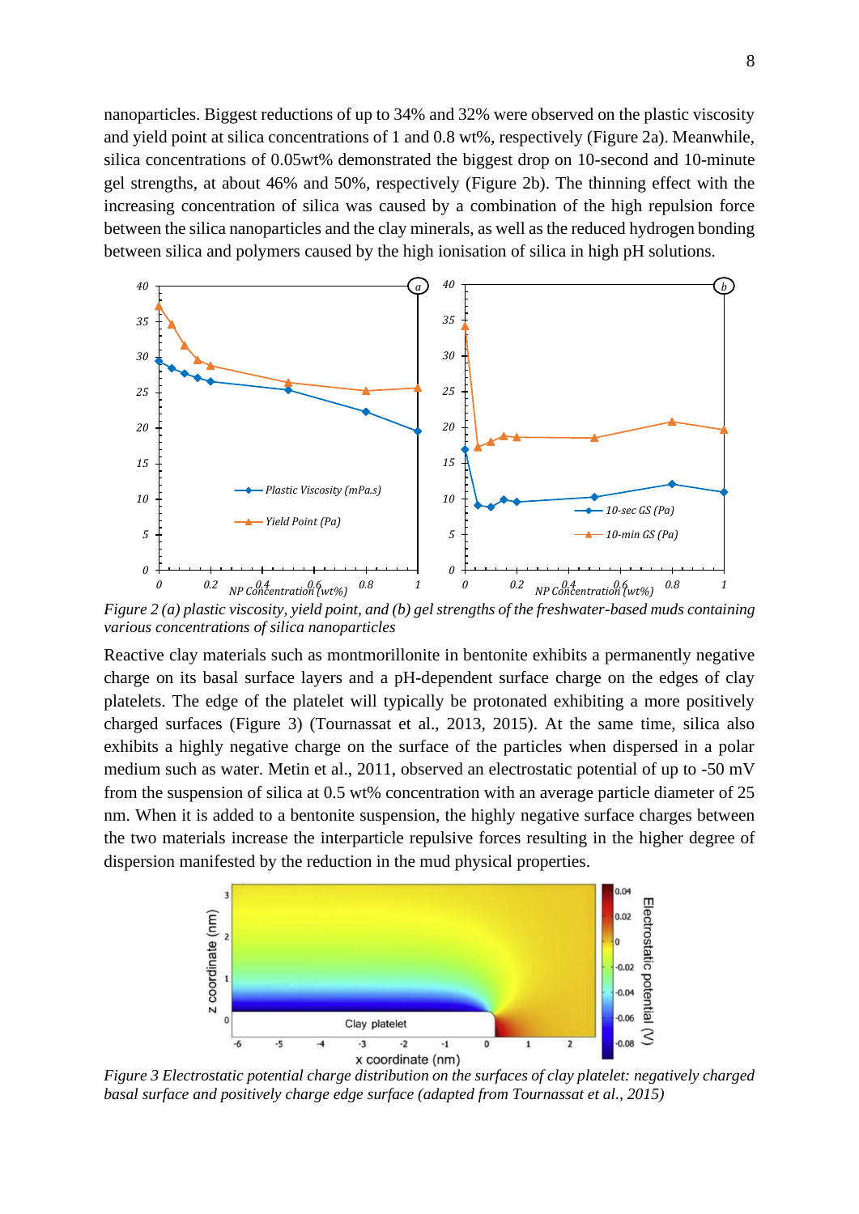nanoparticles. Biggest reductions of up to 34% and 32% were observed on the plastic viscosity and yield point at silica concentrations of 1 and 0.8 wt%, respectively (Figure 2a). Meanwhile, silica concentrations of 0.05wt% demonstrated the biggest drop on 10-second and 10-minute gel strengths, at about 46% and 50%, respectively (Figure 2b). The thinning effect with the increasing concentration of silica was caused by a combination of the high repulsion force between the silica nanoparticles and the clay minerals, as well as the reduced hydrogen bonding between silica and polymers caused by the high ionisation of silica in high pH solutions.

*Figure 2 (a) plastic viscosity, yield point, and (b) gel strengths of the freshwater-based muds containing various concentrations of silica nanoparticles*

Reactive clay materials such as montmorillonite in bentonite exhibits a permanently negative charge on its basal surface layers and a pH-dependent surface charge on the edges of clay platelets. The edge of the platelet will typically be protonated exhibiting a more positively charged surfaces (Figure 3) (Tournassat et al., 2013, 2015). At the same time, silica also exhibits a highly negative charge on the surface of the particles when dispersed in a polar medium such as water. Metin et al., 2011, observed an electrostatic potential of up to -50 mV from the suspension of silica at 0.5 wt% concentration with an average particle diameter of 25 nm. When it is added to a bentonite suspension, the highly negative surface charges between the two materials increase the interparticle repulsive forces resulting in the higher degree of dispersion manifested by the reduction in the mud physical properties.

*Figure 3 Electrostatic potential charge distribution on the surfaces of clay platelet: negatively charged basal surface and positively charge edge surface (adapted from Tournassat et al., 2015)*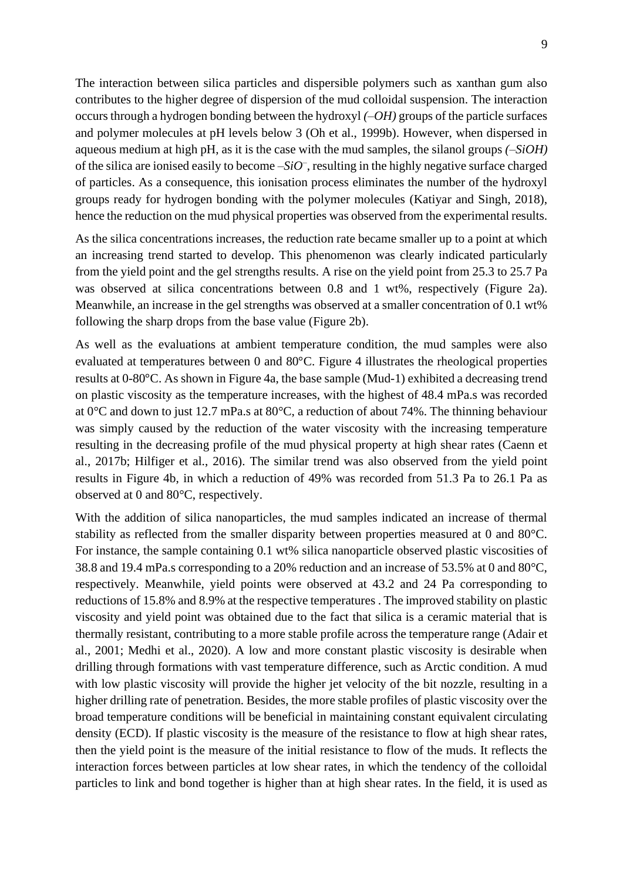The interaction between silica particles and dispersible polymers such as xanthan gum also contributes to the higher degree of dispersion of the mud colloidal suspension. The interaction occurs through a hydrogen bonding between the hydroxyl *(–OH)* groups of the particle surfaces and polymer molecules at pH levels below 3 (Oh et al., 1999b). However, when dispersed in aqueous medium at high pH, as it is the case with the mud samples, the silanol groups *(–SiOH)* of the silica are ionised easily to become $-SiO^{-}$, resulting in the highly negative surface charged of particles. As a consequence, this ionisation process eliminates the number of the hydroxyl groups ready for hydrogen bonding with the polymer molecules (Katiyar and Singh, 2018), hence the reduction on the mud physical properties was observed from the experimental results.

As the silica concentrations increases, the reduction rate became smaller up to a point at which an increasing trend started to develop. This phenomenon was clearly indicated particularly from the yield point and the gel strengths results. A rise on the yield point from 25.3 to 25.7 Pa was observed at silica concentrations between 0.8 and 1 wt%, respectively (Figure 2a). Meanwhile, an increase in the gel strengths was observed at a smaller concentration of 0.1 wt% following the sharp drops from the base value (Figure 2b).

As well as the evaluations at ambient temperature condition, the mud samples were also evaluated at temperatures between 0 and 80°C. Figure 4 illustrates the rheological properties results at 0-80°C. As shown in Figure 4a, the base sample (Mud-1) exhibited a decreasing trend on plastic viscosity as the temperature increases, with the highest of 48.4 mPa.s was recorded at 0°C and down to just 12.7 mPa.s at 80°C, a reduction of about 74%. The thinning behaviour was simply caused by the reduction of the water viscosity with the increasing temperature resulting in the decreasing profile of the mud physical property at high shear rates (Caenn et al., 2017b; Hilfiger et al., 2016). The similar trend was also observed from the yield point results in Figure 4b, in which a reduction of 49% was recorded from 51.3 Pa to 26.1 Pa as observed at 0 and 80°C, respectively.

With the addition of silica nanoparticles, the mud samples indicated an increase of thermal stability as reflected from the smaller disparity between properties measured at 0 and 80°C. For instance, the sample containing 0.1 wt% silica nanoparticle observed plastic viscosities of 38.8 and 19.4 mPa.s corresponding to a 20% reduction and an increase of 53.5% at 0 and 80°C, respectively. Meanwhile, yield points were observed at 43.2 and 24 Pa corresponding to reductions of 15.8% and 8.9% at the respective temperatures . The improved stability on plastic viscosity and yield point was obtained due to the fact that silica is a ceramic material that is thermally resistant, contributing to a more stable profile across the temperature range (Adair et al., 2001; Medhi et al., 2020). A low and more constant plastic viscosity is desirable when drilling through formations with vast temperature difference, such as Arctic condition. A mud with low plastic viscosity will provide the higher jet velocity of the bit nozzle, resulting in a higher drilling rate of penetration. Besides, the more stable profiles of plastic viscosity over the broad temperature conditions will be beneficial in maintaining constant equivalent circulating density (ECD). If plastic viscosity is the measure of the resistance to flow at high shear rates, then the yield point is the measure of the initial resistance to flow of the muds. It reflects the interaction forces between particles at low shear rates, in which the tendency of the colloidal particles to link and bond together is higher than at high shear rates. In the field, it is used as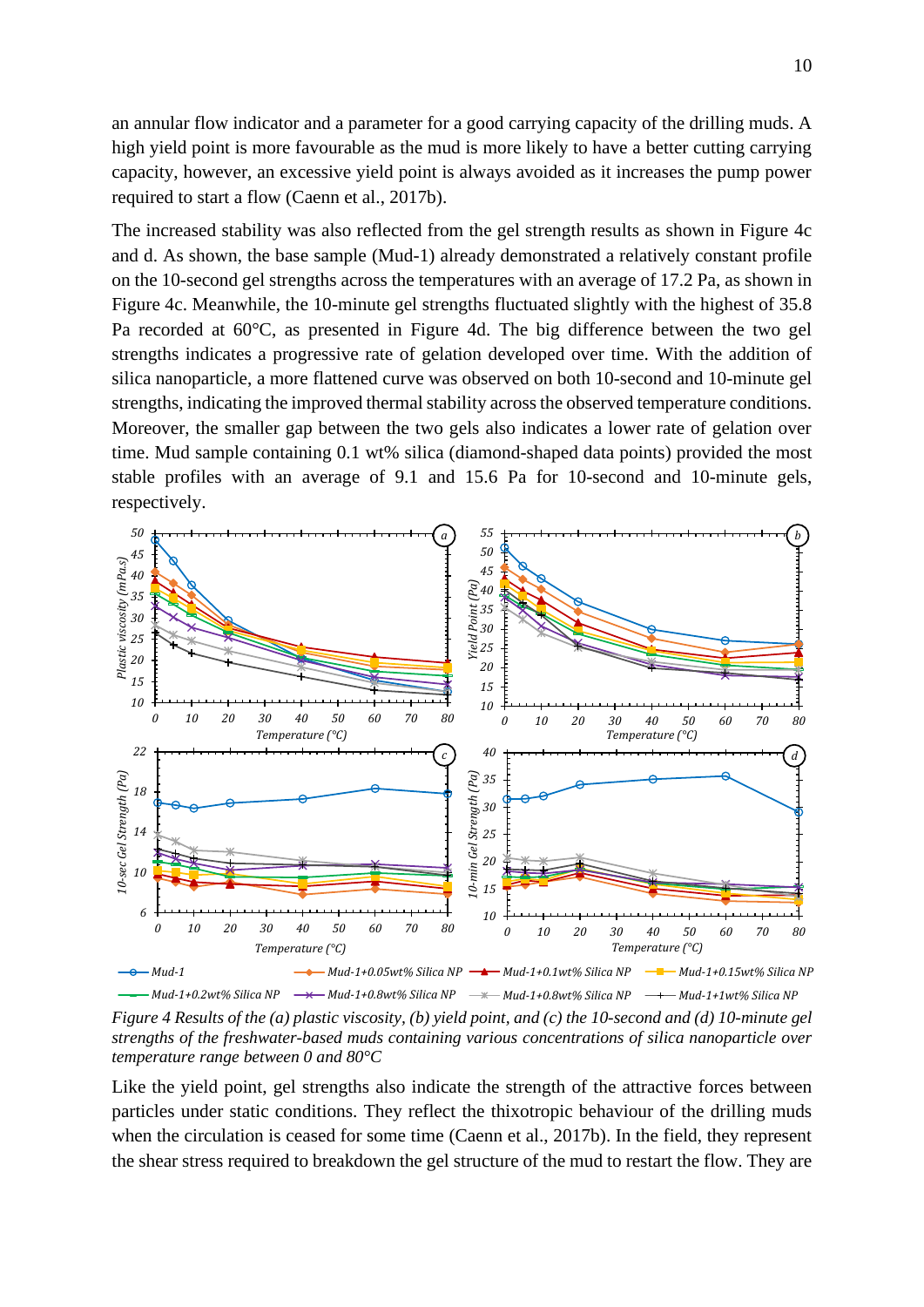an annular flow indicator and a parameter for a good carrying capacity of the drilling muds. A high yield point is more favourable as the mud is more likely to have a better cutting carrying capacity, however, an excessive yield point is always avoided as it increases the pump power required to start a flow (Caenn et al., 2017b).

The increased stability was also reflected from the gel strength results as shown in Figure 4c and d. As shown, the base sample (Mud-1) already demonstrated a relatively constant profile on the 10-second gel strengths across the temperatures with an average of 17.2 Pa, as shown in Figure 4c. Meanwhile, the 10-minute gel strengths fluctuated slightly with the highest of 35.8 Pa recorded at 60°C, as presented in Figure 4d. The big difference between the two gel strengths indicates a progressive rate of gelation developed over time. With the addition of silica nanoparticle, a more flattened curve was observed on both 10-second and 10-minute gel strengths, indicating the improved thermal stability across the observed temperature conditions. Moreover, the smaller gap between the two gels also indicates a lower rate of gelation over time. Mud sample containing 0.1 wt% silica (diamond-shaped data points) provided the most stable profiles with an average of 9.1 and 15.6 Pa for 10-second and 10-minute gels, respectively.

*Figure 4 Results of the (a) plastic viscosity, (b) yield point, and (c) the 10-second and (d) 10-minute gel strengths of the freshwater-based muds containing various concentrations of silica nanoparticle over temperature range between 0 and 80°C*

Like the yield point, gel strengths also indicate the strength of the attractive forces between particles under static conditions. They reflect the thixotropic behaviour of the drilling muds when the circulation is ceased for some time (Caenn et al., 2017b). In the field, they represent the shear stress required to breakdown the gel structure of the mud to restart the flow. They are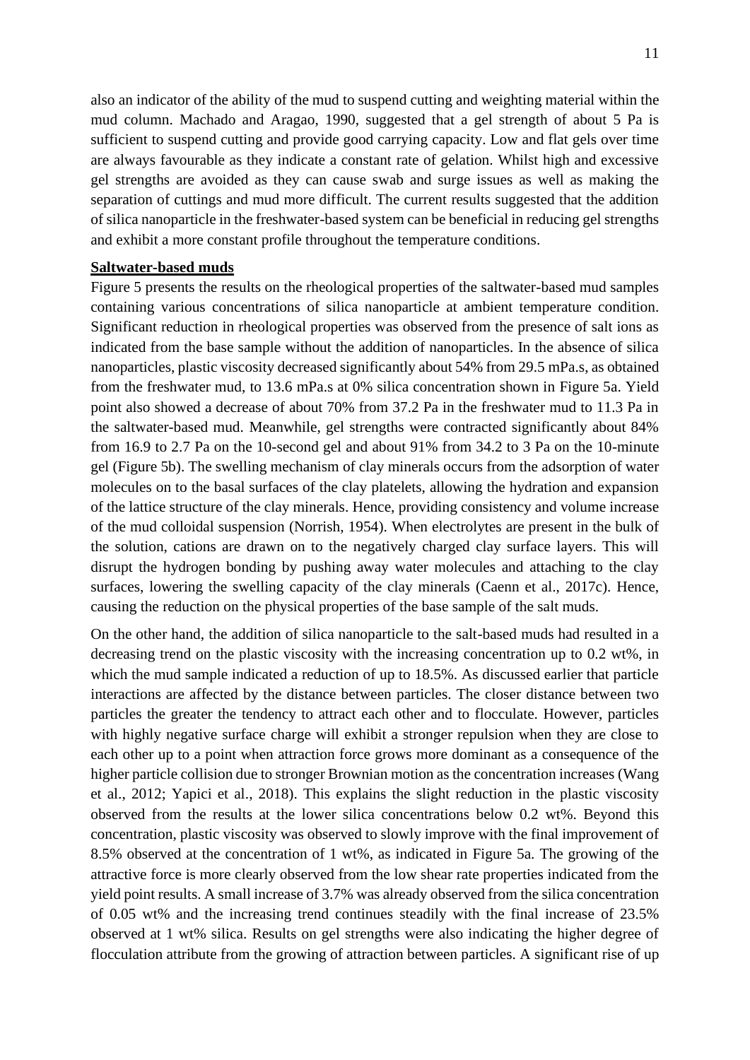also an indicator of the ability of the mud to suspend cutting and weighting material within the mud column. Machado and Aragao, 1990, suggested that a gel strength of about 5 Pa is sufficient to suspend cutting and provide good carrying capacity. Low and flat gels over time are always favourable as they indicate a constant rate of gelation. Whilst high and excessive gel strengths are avoided as they can cause swab and surge issues as well as making the separation of cuttings and mud more difficult. The current results suggested that the addition of silica nanoparticle in the freshwater-based system can be beneficial in reducing gel strengths and exhibit a more constant profile throughout the temperature conditions.

**Saltwater-based muds**

Figure 5 presents the results on the rheological properties of the saltwater-based mud samples containing various concentrations of silica nanoparticle at ambient temperature condition. Significant reduction in rheological properties was observed from the presence of salt ions as indicated from the base sample without the addition of nanoparticles. In the absence of silica nanoparticles, plastic viscosity decreased significantly about 54% from 29.5 mPa.s, as obtained from the freshwater mud, to 13.6 mPa.s at 0% silica concentration shown in Figure 5a. Yield point also showed a decrease of about 70% from 37.2 Pa in the freshwater mud to 11.3 Pa in the saltwater-based mud. Meanwhile, gel strengths were contracted significantly about 84% from 16.9 to 2.7 Pa on the 10-second gel and about 91% from 34.2 to 3 Pa on the 10-minute gel (Figure 5b). The swelling mechanism of clay minerals occurs from the adsorption of water molecules on to the basal surfaces of the clay platelets, allowing the hydration and expansion of the lattice structure of the clay minerals. Hence, providing consistency and volume increase of the mud colloidal suspension (Norrish, 1954). When electrolytes are present in the bulk of the solution, cations are drawn on to the negatively charged clay surface layers. This will disrupt the hydrogen bonding by pushing away water molecules and attaching to the clay surfaces, lowering the swelling capacity of the clay minerals (Caenn et al., 2017c). Hence, causing the reduction on the physical properties of the base sample of the salt muds.

On the other hand, the addition of silica nanoparticle to the salt-based muds had resulted in a decreasing trend on the plastic viscosity with the increasing concentration up to 0.2 wt%, in which the mud sample indicated a reduction of up to 18.5%. As discussed earlier that particle interactions are affected by the distance between particles. The closer distance between two particles the greater the tendency to attract each other and to flocculate. However, particles with highly negative surface charge will exhibit a stronger repulsion when they are close to each other up to a point when attraction force grows more dominant as a consequence of the higher particle collision due to stronger Brownian motion as the concentration increases (Wang et al., 2012; Yapici et al., 2018). This explains the slight reduction in the plastic viscosity observed from the results at the lower silica concentrations below 0.2 wt%. Beyond this concentration, plastic viscosity was observed to slowly improve with the final improvement of 8.5% observed at the concentration of 1 wt%, as indicated in Figure 5a. The growing of the attractive force is more clearly observed from the low shear rate properties indicated from the yield point results. A small increase of 3.7% was already observed from the silica concentration of 0.05 wt% and the increasing trend continues steadily with the final increase of 23.5% observed at 1 wt% silica. Results on gel strengths were also indicating the higher degree of flocculation attribute from the growing of attraction between particles. A significant rise of up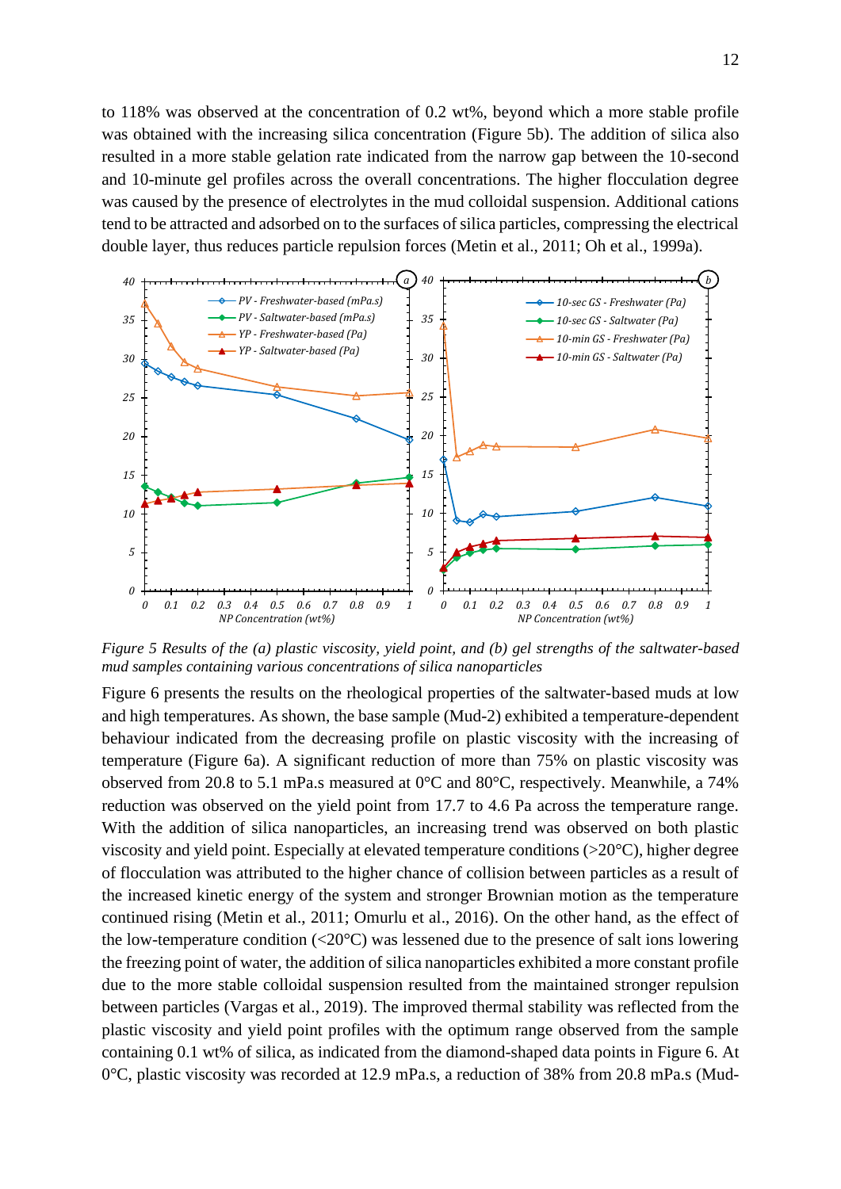to 118% was observed at the concentration of 0.2 wt%, beyond which a more stable profile was obtained with the increasing silica concentration (Figure 5b). The addition of silica also resulted in a more stable gelation rate indicated from the narrow gap between the 10-second and 10-minute gel profiles across the overall concentrations. The higher flocculation degree was caused by the presence of electrolytes in the mud colloidal suspension. Additional cations tend to be attracted and adsorbed on to the surfaces of silica particles, compressing the electrical double layer, thus reduces particle repulsion forces (Metin et al., 2011; Oh et al., 1999a).

*Figure 5 Results of the (a) plastic viscosity, yield point, and (b) gel strengths of the saltwater-based mud samples containing various concentrations of silica nanoparticles*

Figure 6 presents the results on the rheological properties of the saltwater-based muds at low and high temperatures. As shown, the base sample (Mud-2) exhibited a temperature-dependent behaviour indicated from the decreasing profile on plastic viscosity with the increasing of temperature (Figure 6a). A significant reduction of more than 75% on plastic viscosity was observed from 20.8 to 5.1 mPa.s measured at 0°C and 80°C, respectively. Meanwhile, a 74% reduction was observed on the yield point from 17.7 to 4.6 Pa across the temperature range. With the addition of silica nanoparticles, an increasing trend was observed on both plastic viscosity and yield point. Especially at elevated temperature conditions (>20°C), higher degree of flocculation was attributed to the higher chance of collision between particles as a result of the increased kinetic energy of the system and stronger Brownian motion as the temperature continued rising (Metin et al., 2011; Omurlu et al., 2016). On the other hand, as the effect of the low-temperature condition (<20°C) was lessened due to the presence of salt ions lowering the freezing point of water, the addition of silica nanoparticles exhibited a more constant profile due to the more stable colloidal suspension resulted from the maintained stronger repulsion between particles (Vargas et al., 2019). The improved thermal stability was reflected from the plastic viscosity and yield point profiles with the optimum range observed from the sample containing 0.1 wt% of silica, as indicated from the diamond-shaped data points in Figure 6. At 0°C, plastic viscosity was recorded at 12.9 mPa.s, a reduction of 38% from 20.8 mPa.s (Mud-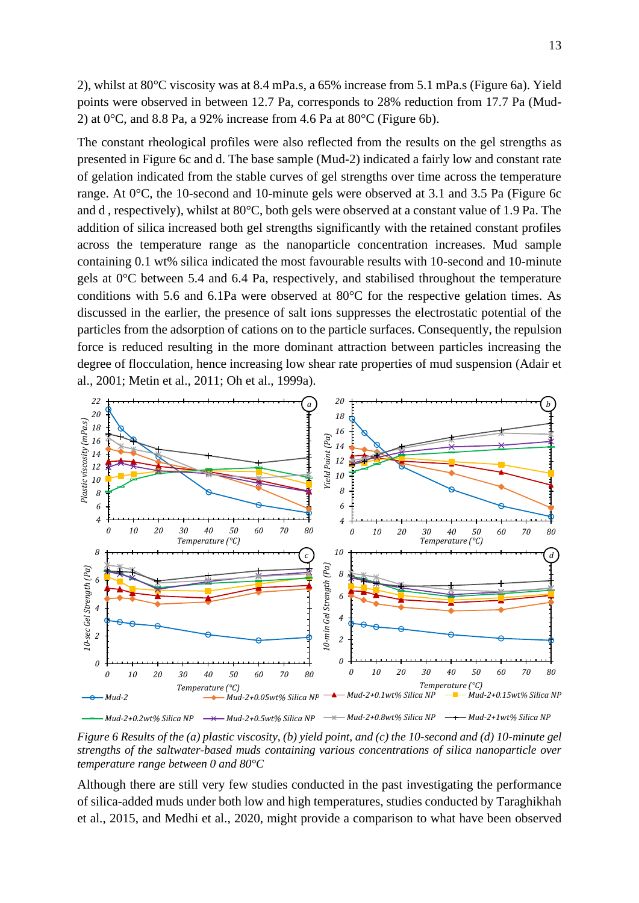2), whilst at 80°C viscosity was at 8.4 mPa.s, a 65% increase from 5.1 mPa.s (Figure 6a). Yield points were observed in between 12.7 Pa, corresponds to 28% reduction from 17.7 Pa (Mud-2) at 0°C, and 8.8 Pa, a 92% increase from 4.6 Pa at 80°C (Figure 6b).

The constant rheological profiles were also reflected from the results on the gel strengths as presented in Figure 6c and d. The base sample (Mud-2) indicated a fairly low and constant rate of gelation indicated from the stable curves of gel strengths over time across the temperature range. At 0°C, the 10-second and 10-minute gels were observed at 3.1 and 3.5 Pa (Figure 6c and d , respectively), whilst at 80°C, both gels were observed at a constant value of 1.9 Pa. The addition of silica increased both gel strengths significantly with the retained constant profiles across the temperature range as the nanoparticle concentration increases. Mud sample containing 0.1 wt% silica indicated the most favourable results with 10-second and 10-minute gels at 0°C between 5.4 and 6.4 Pa, respectively, and stabilised throughout the temperature conditions with 5.6 and 6.1Pa were observed at 80°C for the respective gelation times. As discussed in the earlier, the presence of salt ions suppresses the electrostatic potential of the particles from the adsorption of cations on to the particle surfaces. Consequently, the repulsion force is reduced resulting in the more dominant attraction between particles increasing the degree of flocculation, hence increasing low shear rate properties of mud suspension (Adair et al., 2001; Metin et al., 2011; Oh et al., 1999a).

*Figure 6 Results of the (a) plastic viscosity, (b) yield point, and (c) the 10-second and (d) 10-minute gel strengths of the saltwater-based muds containing various concentrations of silica nanoparticle over temperature range between 0 and 80°C*

Although there are still very few studies conducted in the past investigating the performance of silica-added muds under both low and high temperatures, studies conducted by Taraghikhah et al., 2015, and Medhi et al., 2020, might provide a comparison to what have been observed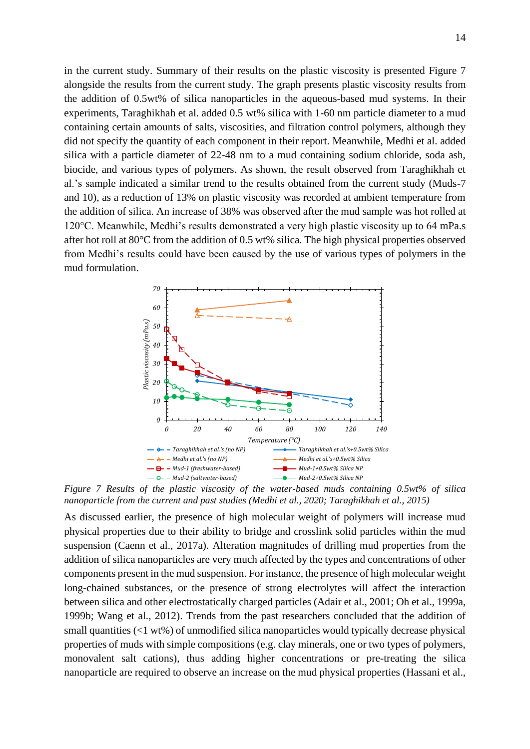in the current study. Summary of their results on the plastic viscosity is presented Figure 7 alongside the results from the current study. The graph presents plastic viscosity results from the addition of 0.5wt% of silica nanoparticles in the aqueous-based mud systems. In their experiments, Taraghikhah et al. added 0.5 wt% silica with 1-60 nm particle diameter to a mud containing certain amounts of salts, viscosities, and filtration control polymers, although they did not specify the quantity of each component in their report. Meanwhile, Medhi et al. added silica with a particle diameter of 22-48 nm to a mud containing sodium chloride, soda ash, biocide, and various types of polymers. As shown, the result observed from Taraghikhah et al.'s sample indicated a similar trend to the results obtained from the current study (Muds-7 and 10), as a reduction of 13% on plastic viscosity was recorded at ambient temperature from the addition of silica. An increase of 38% was observed after the mud sample was hot rolled at 120°C. Meanwhile, Medhi's results demonstrated a very high plastic viscosity up to 64 mPa.s after hot roll at 80°C from the addition of 0.5 wt% silica. The high physical properties observed from Medhi's results could have been caused by the use of various types of polymers in the mud formulation.

*Figure 7 Results of the plastic viscosity of the water-based muds containing 0.5wt% of silica nanoparticle from the current and past studies (Medhi et al., 2020; Taraghikhah et al., 2015)*

As discussed earlier, the presence of high molecular weight of polymers will increase mud physical properties due to their ability to bridge and crosslink solid particles within the mud suspension (Caenn et al., 2017a). Alteration magnitudes of drilling mud properties from the addition of silica nanoparticles are very much affected by the types and concentrations of other components present in the mud suspension. For instance, the presence of high molecular weight long-chained substances, or the presence of strong electrolytes will affect the interaction between silica and other electrostatically charged particles (Adair et al., 2001; Oh et al., 1999a, 1999b; Wang et al., 2012). Trends from the past researchers concluded that the addition of small quantities (<1 wt%) of unmodified silica nanoparticles would typically decrease physical properties of muds with simple compositions (e.g. clay minerals, one or two types of polymers, monovalent salt cations), thus adding higher concentrations or pre-treating the silica nanoparticle are required to observe an increase on the mud physical properties (Hassani et al.,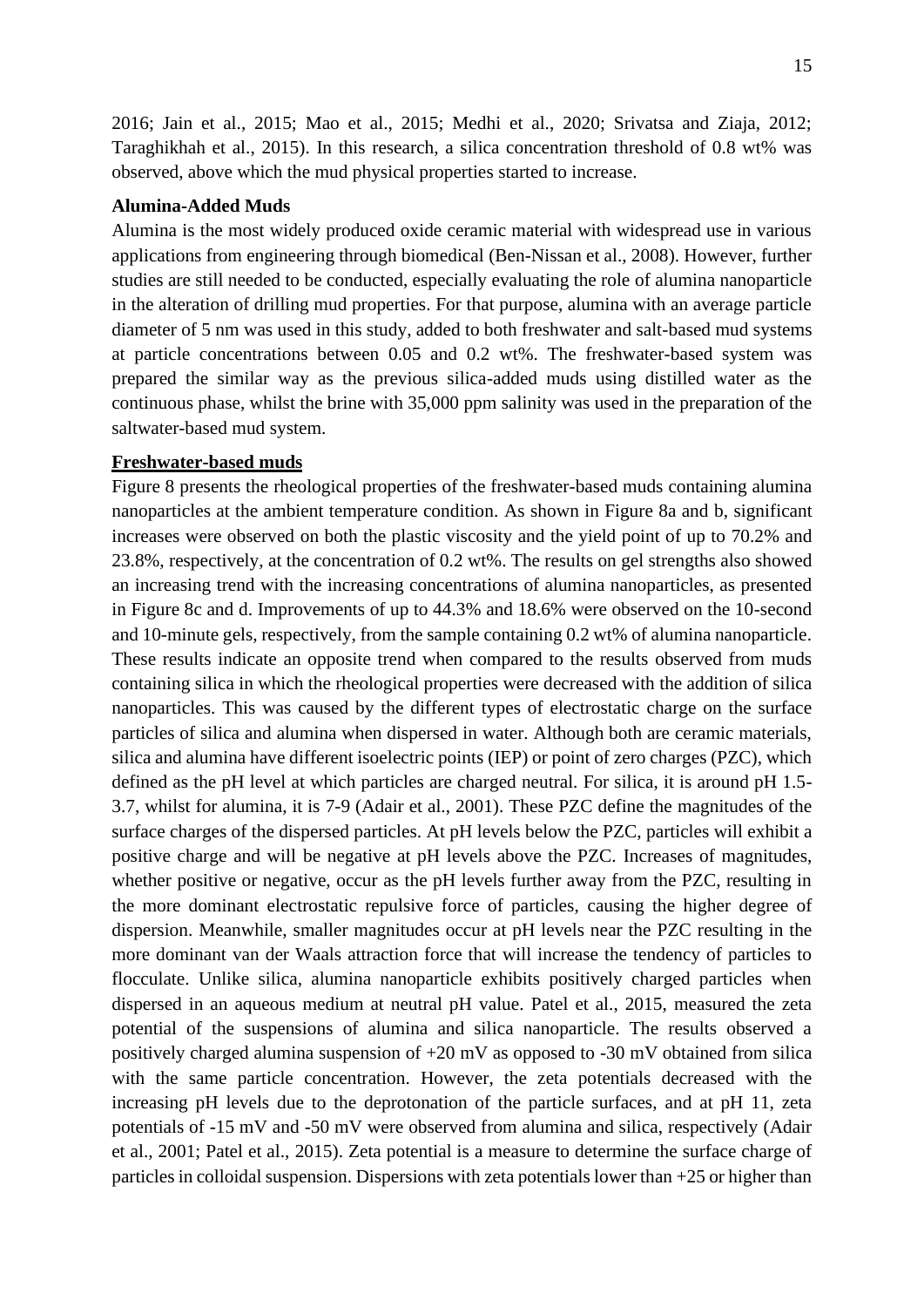2016; Jain et al., 2015; Mao et al., 2015; Medhi et al., 2020; Srivatsa and Ziaja, 2012; Taraghikhah et al., 2015). In this research, a silica concentration threshold of 0.8 wt% was observed, above which the mud physical properties started to increase.

**Alumina-Added Muds**

Alumina is the most widely produced oxide ceramic material with widespread use in various applications from engineering through biomedical (Ben-Nissan et al., 2008). However, further studies are still needed to be conducted, especially evaluating the role of alumina nanoparticle in the alteration of drilling mud properties. For that purpose, alumina with an average particle diameter of 5 nm was used in this study, added to both freshwater and salt-based mud systems at particle concentrations between 0.05 and 0.2 wt%. The freshwater-based system was prepared the similar way as the previous silica-added muds using distilled water as the continuous phase, whilst the brine with 35,000 ppm salinity was used in the preparation of the saltwater-based mud system.

**Freshwater-based muds**

Figure 8 presents the rheological properties of the freshwater-based muds containing alumina nanoparticles at the ambient temperature condition. As shown in Figure 8a and b, significant increases were observed on both the plastic viscosity and the yield point of up to 70.2% and 23.8%, respectively, at the concentration of 0.2 wt%. The results on gel strengths also showed an increasing trend with the increasing concentrations of alumina nanoparticles, as presented in Figure 8c and d. Improvements of up to 44.3% and 18.6% were observed on the 10-second and 10-minute gels, respectively, from the sample containing 0.2 wt% of alumina nanoparticle. These results indicate an opposite trend when compared to the results observed from muds containing silica in which the rheological properties were decreased with the addition of silica nanoparticles. This was caused by the different types of electrostatic charge on the surface particles of silica and alumina when dispersed in water. Although both are ceramic materials, silica and alumina have different isoelectric points (IEP) or point of zero charges (PZC), which defined as the pH level at which particles are charged neutral. For silica, it is around pH 1.5-3.7, whilst for alumina, it is 7-9 (Adair et al., 2001). These PZC define the magnitudes of the surface charges of the dispersed particles. At pH levels below the PZC, particles will exhibit a positive charge and will be negative at pH levels above the PZC. Increases of magnitudes, whether positive or negative, occur as the pH levels further away from the PZC, resulting in the more dominant electrostatic repulsive force of particles, causing the higher degree of dispersion. Meanwhile, smaller magnitudes occur at pH levels near the PZC resulting in the more dominant van der Waals attraction force that will increase the tendency of particles to flocculate. Unlike silica, alumina nanoparticle exhibits positively charged particles when dispersed in an aqueous medium at neutral pH value. Patel et al., 2015, measured the zeta potential of the suspensions of alumina and silica nanoparticle. The results observed a positively charged alumina suspension of +20 mV as opposed to -30 mV obtained from silica with the same particle concentration. However, the zeta potentials decreased with the increasing pH levels due to the deprotonation of the particle surfaces, and at pH 11, zeta potentials of -15 mV and -50 mV were observed from alumina and silica, respectively (Adair et al., 2001; Patel et al., 2015). Zeta potential is a measure to determine the surface charge of particles in colloidal suspension. Dispersions with zeta potentials lower than +25 or higher than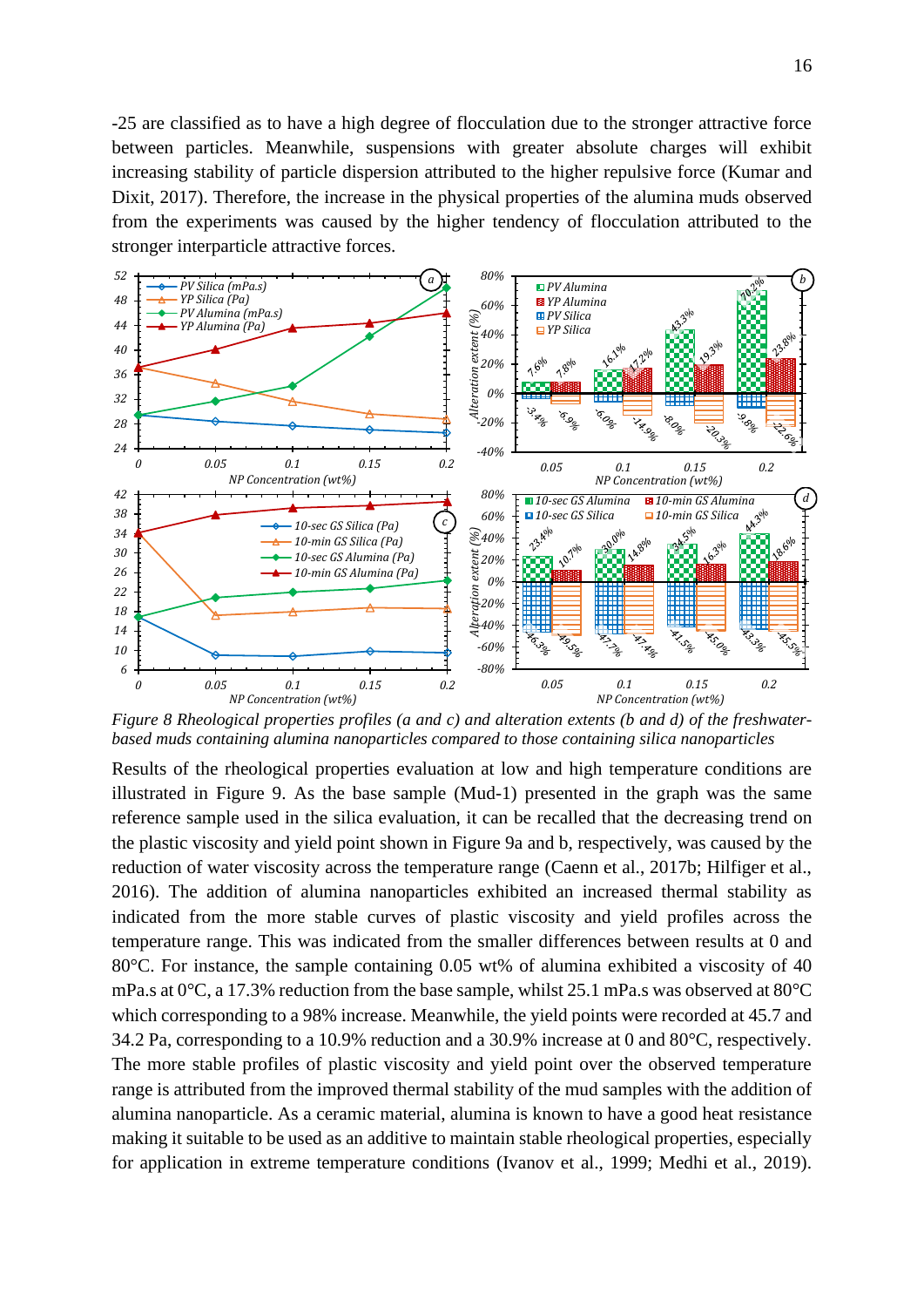-25 are classified as to have a high degree of flocculation due to the stronger attractive force between particles. Meanwhile, suspensions with greater absolute charges will exhibit increasing stability of particle dispersion attributed to the higher repulsive force (Kumar and Dixit, 2017). Therefore, the increase in the physical properties of the alumina muds observed from the experiments was caused by the higher tendency of flocculation attributed to the stronger interparticle attractive forces.

*Figure 8 Rheological properties profiles (a and c) and alteration extents (b and d) of the freshwater-based muds containing alumina nanoparticles compared to those containing silica nanoparticles*

Results of the rheological properties evaluation at low and high temperature conditions are illustrated in Figure 9. As the base sample (Mud-1) presented in the graph was the same reference sample used in the silica evaluation, it can be recalled that the decreasing trend on the plastic viscosity and yield point shown in Figure 9a and b, respectively, was caused by the reduction of water viscosity across the temperature range (Caenn et al., 2017b; Hilfiger et al., 2016). The addition of alumina nanoparticles exhibited an increased thermal stability as indicated from the more stable curves of plastic viscosity and yield profiles across the temperature range. This was indicated from the smaller differences between results at 0 and 80°C. For instance, the sample containing 0.05 wt% of alumina exhibited a viscosity of 40 mPa.s at 0°C, a 17.3% reduction from the base sample, whilst 25.1 mPa.s was observed at 80°C which corresponding to a 98% increase. Meanwhile, the yield points were recorded at 45.7 and 34.2 Pa, corresponding to a 10.9% reduction and a 30.9% increase at 0 and 80°C, respectively. The more stable profiles of plastic viscosity and yield point over the observed temperature range is attributed from the improved thermal stability of the mud samples with the addition of alumina nanoparticle. As a ceramic material, alumina is known to have a good heat resistance making it suitable to be used as an additive to maintain stable rheological properties, especially for application in extreme temperature conditions (Ivanov et al., 1999; Medhi et al., 2019).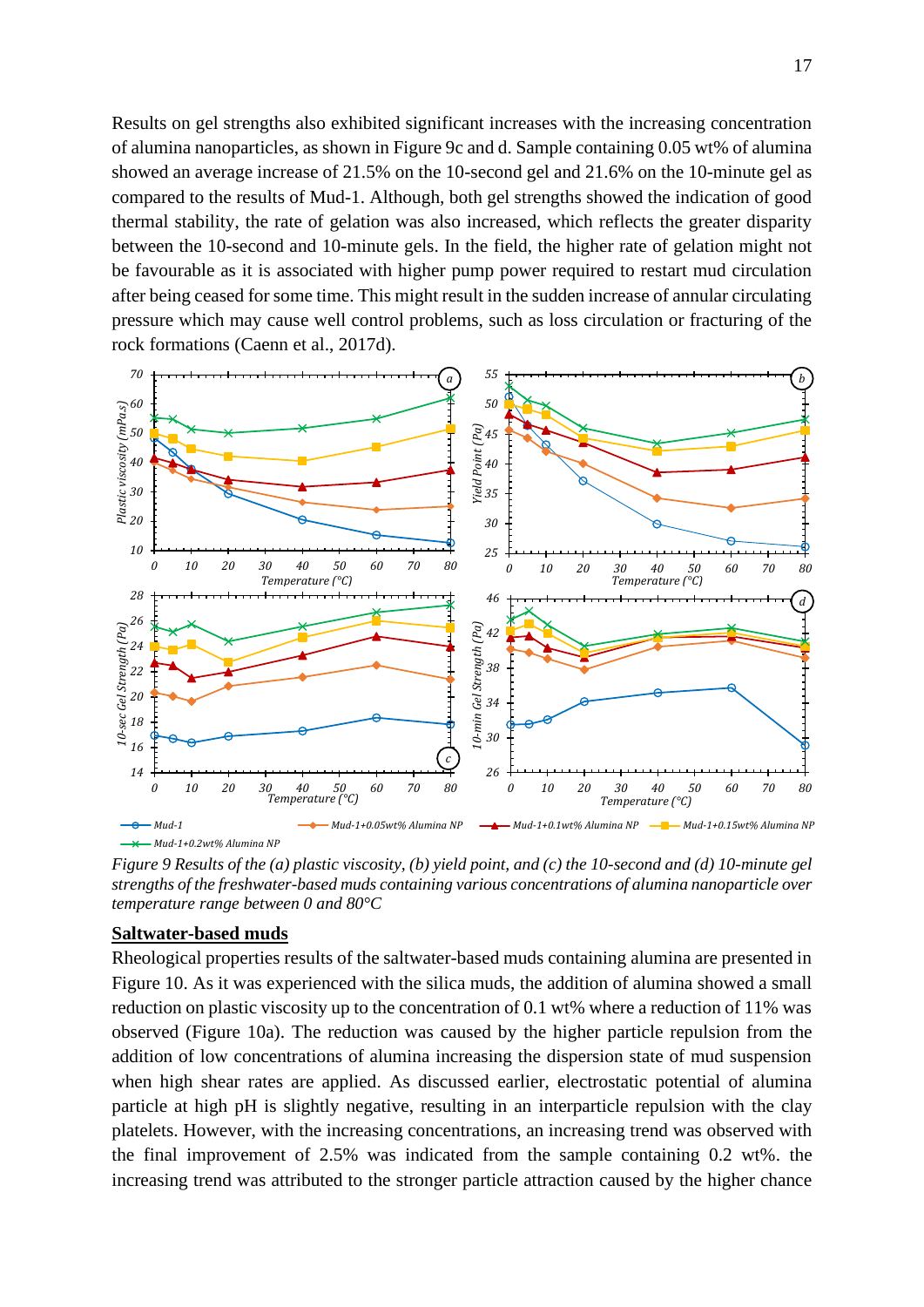Results on gel strengths also exhibited significant increases with the increasing concentration of alumina nanoparticles, as shown in Figure 9c and d. Sample containing 0.05 wt% of alumina showed an average increase of 21.5% on the 10-second gel and 21.6% on the 10-minute gel as compared to the results of Mud-1. Although, both gel strengths showed the indication of good thermal stability, the rate of gelation was also increased, which reflects the greater disparity between the 10-second and 10-minute gels. In the field, the higher rate of gelation might not be favourable as it is associated with higher pump power required to restart mud circulation after being ceased for some time. This might result in the sudden increase of annular circulating pressure which may cause well control problems, such as loss circulation or fracturing of the rock formations (Caenn et al., 2017d).

*Figure 9 Results of the (a) plastic viscosity, (b) yield point, and (c) the 10-second and (d) 10-minute gel strengths of the freshwater-based muds containing various concentrations of alumina nanoparticle over temperature range between 0 and 80°C*

**Saltwater-based muds**

Rheological properties results of the saltwater-based muds containing alumina are presented in Figure 10. As it was experienced with the silica muds, the addition of alumina showed a small reduction on plastic viscosity up to the concentration of 0.1 wt% where a reduction of 11% was observed (Figure 10a). The reduction was caused by the higher particle repulsion from the addition of low concentrations of alumina increasing the dispersion state of mud suspension when high shear rates are applied. As discussed earlier, electrostatic potential of alumina particle at high pH is slightly negative, resulting in an interparticle repulsion with the clay platelets. However, with the increasing concentrations, an increasing trend was observed with the final improvement of 2.5% was indicated from the sample containing 0.2 wt%. the increasing trend was attributed to the stronger particle attraction caused by the higher chance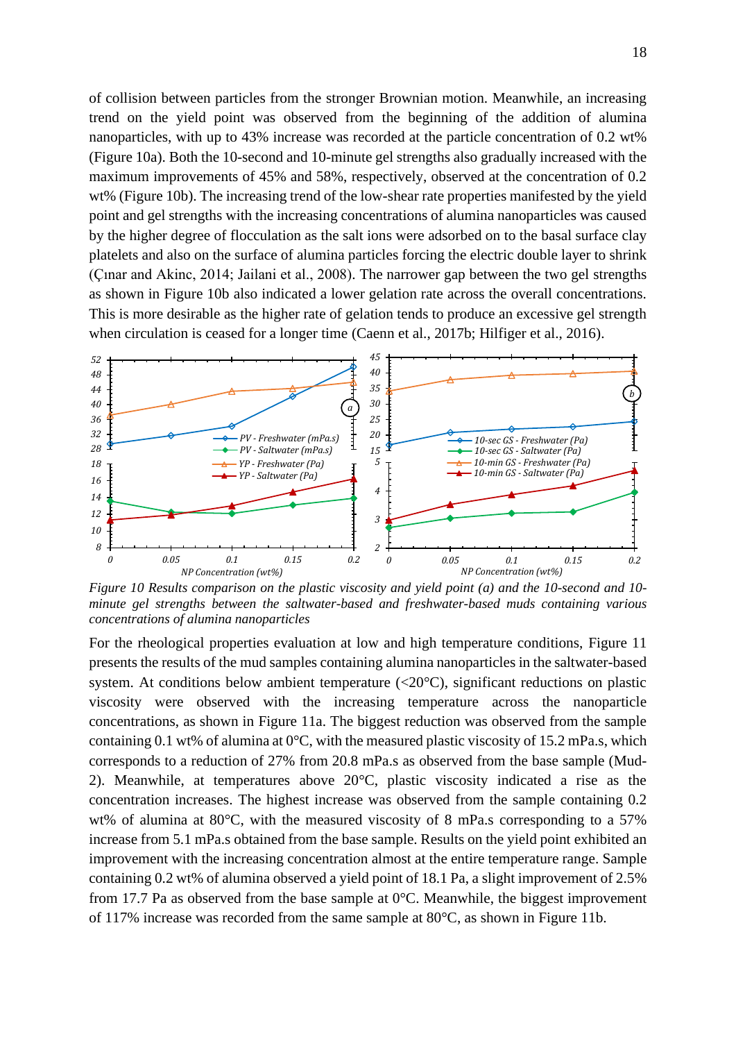of collision between particles from the stronger Brownian motion. Meanwhile, an increasing trend on the yield point was observed from the beginning of the addition of alumina nanoparticles, with up to 43% increase was recorded at the particle concentration of 0.2 wt% (Figure 10a). Both the 10-second and 10-minute gel strengths also gradually increased with the maximum improvements of 45% and 58%, respectively, observed at the concentration of 0.2 wt% (Figure 10b). The increasing trend of the low-shear rate properties manifested by the yield point and gel strengths with the increasing concentrations of alumina nanoparticles was caused by the higher degree of flocculation as the salt ions were adsorbed on to the basal surface clay platelets and also on the surface of alumina particles forcing the electric double layer to shrink (Çınar and Akinc, 2014; Jailani et al., 2008). The narrower gap between the two gel strengths as shown in Figure 10b also indicated a lower gelation rate across the overall concentrations. This is more desirable as the higher rate of gelation tends to produce an excessive gel strength when circulation is ceased for a longer time (Caenn et al., 2017b; Hilfiger et al., 2016).

*Figure 10 Results comparison on the plastic viscosity and yield point (a) and the 10-second and 10-minute gel strengths between the saltwater-based and freshwater-based muds containing various concentrations of alumina nanoparticles*

For the rheological properties evaluation at low and high temperature conditions, Figure 11 presents the results of the mud samples containing alumina nanoparticles in the saltwater-based system. At conditions below ambient temperature (<20°C), significant reductions on plastic viscosity were observed with the increasing temperature across the nanoparticle concentrations, as shown in Figure 11a. The biggest reduction was observed from the sample containing 0.1 wt% of alumina at 0°C, with the measured plastic viscosity of 15.2 mPa.s, which corresponds to a reduction of 27% from 20.8 mPa.s as observed from the base sample (Mud-2). Meanwhile, at temperatures above 20°C, plastic viscosity indicated a rise as the concentration increases. The highest increase was observed from the sample containing 0.2 wt% of alumina at 80°C, with the measured viscosity of 8 mPa.s corresponding to a 57% increase from 5.1 mPa.s obtained from the base sample. Results on the yield point exhibited an improvement with the increasing concentration almost at the entire temperature range. Sample containing 0.2 wt% of alumina observed a yield point of 18.1 Pa, a slight improvement of 2.5% from 17.7 Pa as observed from the base sample at 0°C. Meanwhile, the biggest improvement of 117% increase was recorded from the same sample at 80°C, as shown in Figure 11b.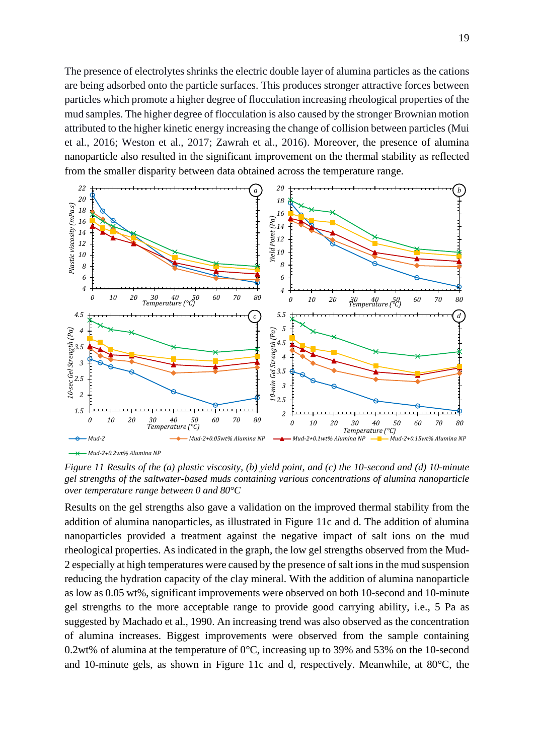The presence of electrolytes shrinks the electric double layer of alumina particles as the cations are being adsorbed onto the particle surfaces. This produces stronger attractive forces between particles which promote a higher degree of flocculation increasing rheological properties of the mud samples. The higher degree of flocculation is also caused by the stronger Brownian motion attributed to the higher kinetic energy increasing the change of collision between particles (Mui et al., 2016; Weston et al., 2017; Zawrah et al., 2016). Moreover, the presence of alumina nanoparticle also resulted in the significant improvement on the thermal stability as reflected from the smaller disparity between data obtained across the temperature range.

*Figure 11 Results of the (a) plastic viscosity, (b) yield point, and (c) the 10-second and (d) 10-minute gel strengths of the saltwater-based muds containing various concentrations of alumina nanoparticle over temperature range between 0 and 80°C*

Results on the gel strengths also gave a validation on the improved thermal stability from the addition of alumina nanoparticles, as illustrated in Figure 11c and d. The addition of alumina nanoparticles provided a treatment against the negative impact of salt ions on the mud rheological properties. As indicated in the graph, the low gel strengths observed from the Mud-2 especially at high temperatures were caused by the presence of salt ions in the mud suspension reducing the hydration capacity of the clay mineral. With the addition of alumina nanoparticle as low as 0.05 wt%, significant improvements were observed on both 10-second and 10-minute gel strengths to the more acceptable range to provide good carrying ability, i.e., 5 Pa as suggested by Machado et al., 1990. An increasing trend was also observed as the concentration of alumina increases. Biggest improvements were observed from the sample containing 0.2wt% of alumina at the temperature of 0°C, increasing up to 39% and 53% on the 10-second and 10-minute gels, as shown in Figure 11c and d, respectively. Meanwhile, at 80°C, the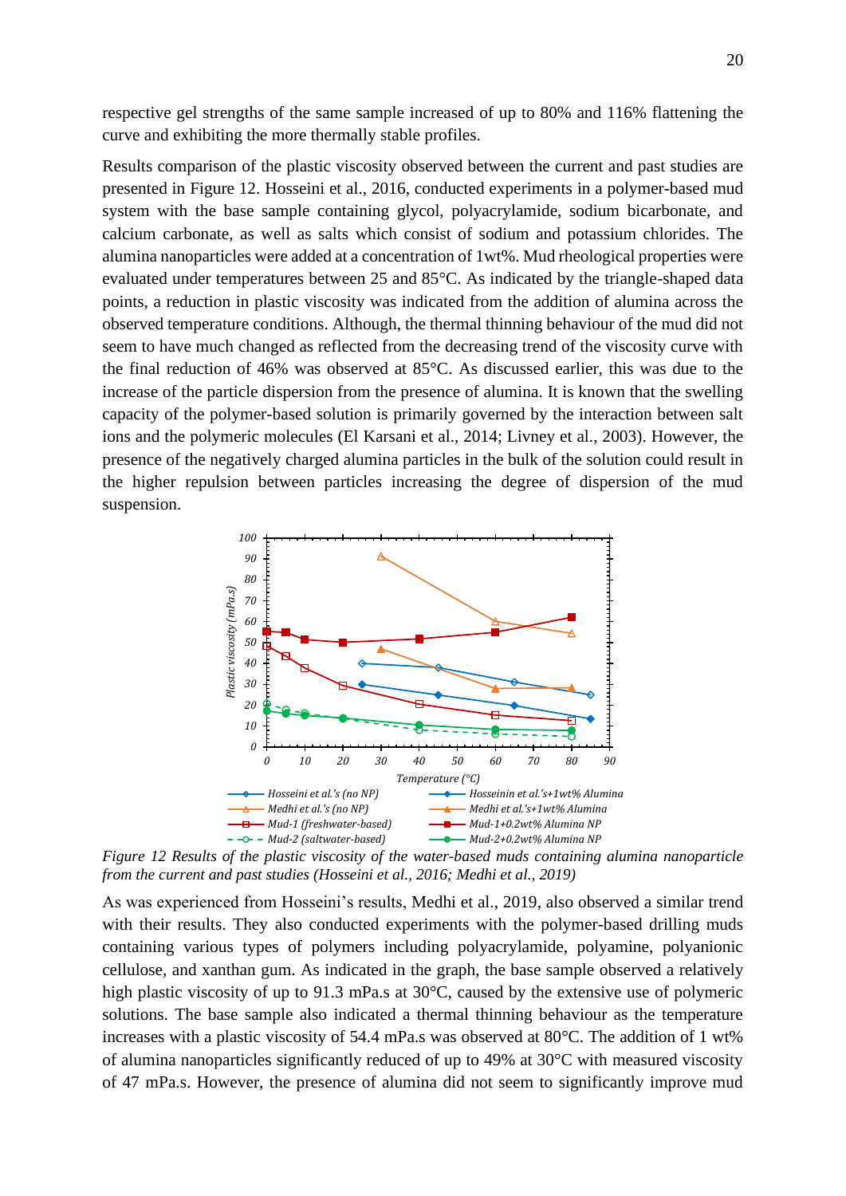respective gel strengths of the same sample increased of up to 80% and 116% flattening the curve and exhibiting the more thermally stable profiles.

Results comparison of the plastic viscosity observed between the current and past studies are presented in Figure 12. Hosseini et al., 2016, conducted experiments in a polymer-based mud system with the base sample containing glycol, polyacrylamide, sodium bicarbonate, and calcium carbonate, as well as salts which consist of sodium and potassium chlorides. The alumina nanoparticles were added at a concentration of 1wt%. Mud rheological properties were evaluated under temperatures between 25 and 85°C. As indicated by the triangle-shaped data points, a reduction in plastic viscosity was indicated from the addition of alumina across the observed temperature conditions. Although, the thermal thinning behaviour of the mud did not seem to have much changed as reflected from the decreasing trend of the viscosity curve with the final reduction of 46% was observed at 85°C. As discussed earlier, this was due to the increase of the particle dispersion from the presence of alumina. It is known that the swelling capacity of the polymer-based solution is primarily governed by the interaction between salt ions and the polymeric molecules (El Karsani et al., 2014; Livney et al., 2003). However, the presence of the negatively charged alumina particles in the bulk of the solution could result in the higher repulsion between particles increasing the degree of dispersion of the mud suspension.

*Figure 12 Results of the plastic viscosity of the water-based muds containing alumina nanoparticle from the current and past studies (Hosseini et al., 2016; Medhi et al., 2019)*

As was experienced from Hosseini's results, Medhi et al., 2019, also observed a similar trend with their results. They also conducted experiments with the polymer-based drilling muds containing various types of polymers including polyacrylamide, polyamine, polyanionic cellulose, and xanthan gum. As indicated in the graph, the base sample observed a relatively high plastic viscosity of up to 91.3 mPa.s at 30°C, caused by the extensive use of polymeric solutions. The base sample also indicated a thermal thinning behaviour as the temperature increases with a plastic viscosity of 54.4 mPa.s was observed at 80°C. The addition of 1 wt% of alumina nanoparticles significantly reduced of up to 49% at 30°C with measured viscosity of 47 mPa.s. However, the presence of alumina did not seem to significantly improve mud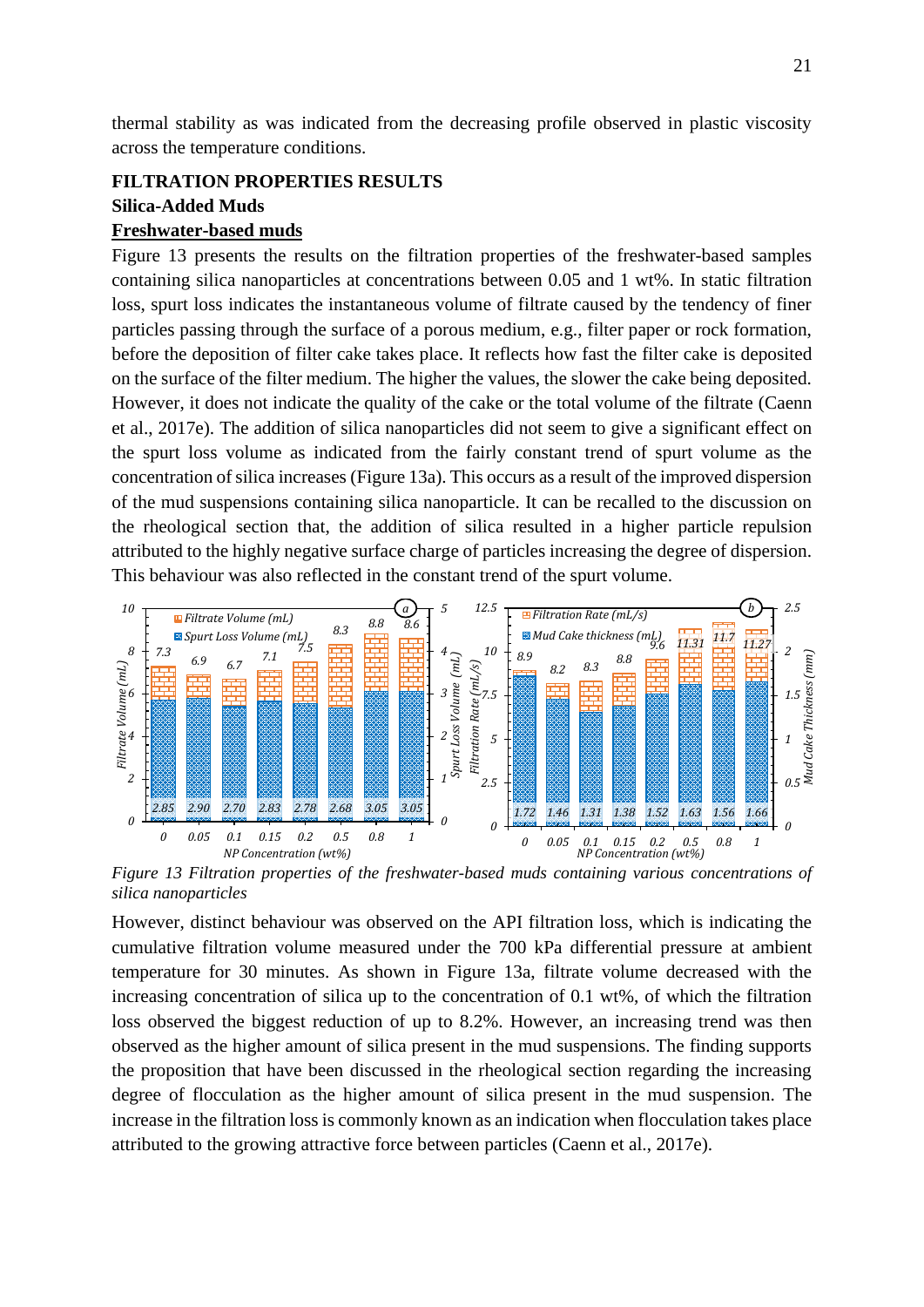thermal stability as was indicated from the decreasing profile observed in plastic viscosity across the temperature conditions.

## FILTRATION PROPERTIES RESULTS

### Silica-Added Muds

#### Freshwater-based muds

Figure 13 presents the results on the filtration properties of the freshwater-based samples containing silica nanoparticles at concentrations between 0.05 and 1 wt%. In static filtration loss, spurt loss indicates the instantaneous volume of filtrate caused by the tendency of finer particles passing through the surface of a porous medium, e.g., filter paper or rock formation, before the deposition of filter cake takes place. It reflects how fast the filter cake is deposited on the surface of the filter medium. The higher the values, the slower the cake being deposited. However, it does not indicate the quality of the cake or the total volume of the filtrate (Caenn et al., 2017e). The addition of silica nanoparticles did not seem to give a significant effect on the spurt loss volume as indicated from the fairly constant trend of spurt volume as the concentration of silica increases (Figure 13a). This occurs as a result of the improved dispersion of the mud suspensions containing silica nanoparticle. It can be recalled to the discussion on the rheological section that, the addition of silica resulted in a higher particle repulsion attributed to the highly negative surface charge of particles increasing the degree of dispersion. This behaviour was also reflected in the constant trend of the spurt volume.

*Figure 13 Filtration properties of the freshwater-based muds containing various concentrations of silica nanoparticles*

However, distinct behaviour was observed on the API filtration loss, which is indicating the cumulative filtration volume measured under the 700 kPa differential pressure at ambient temperature for 30 minutes. As shown in Figure 13a, filtrate volume decreased with the increasing concentration of silica up to the concentration of 0.1 wt%, of which the filtration loss observed the biggest reduction of up to 8.2%. However, an increasing trend was then observed as the higher amount of silica present in the mud suspensions. The finding supports the proposition that have been discussed in the rheological section regarding the increasing degree of flocculation as the higher amount of silica present in the mud suspension. The increase in the filtration loss is commonly known as an indication when flocculation takes place attributed to the growing attractive force between particles (Caenn et al., 2017e).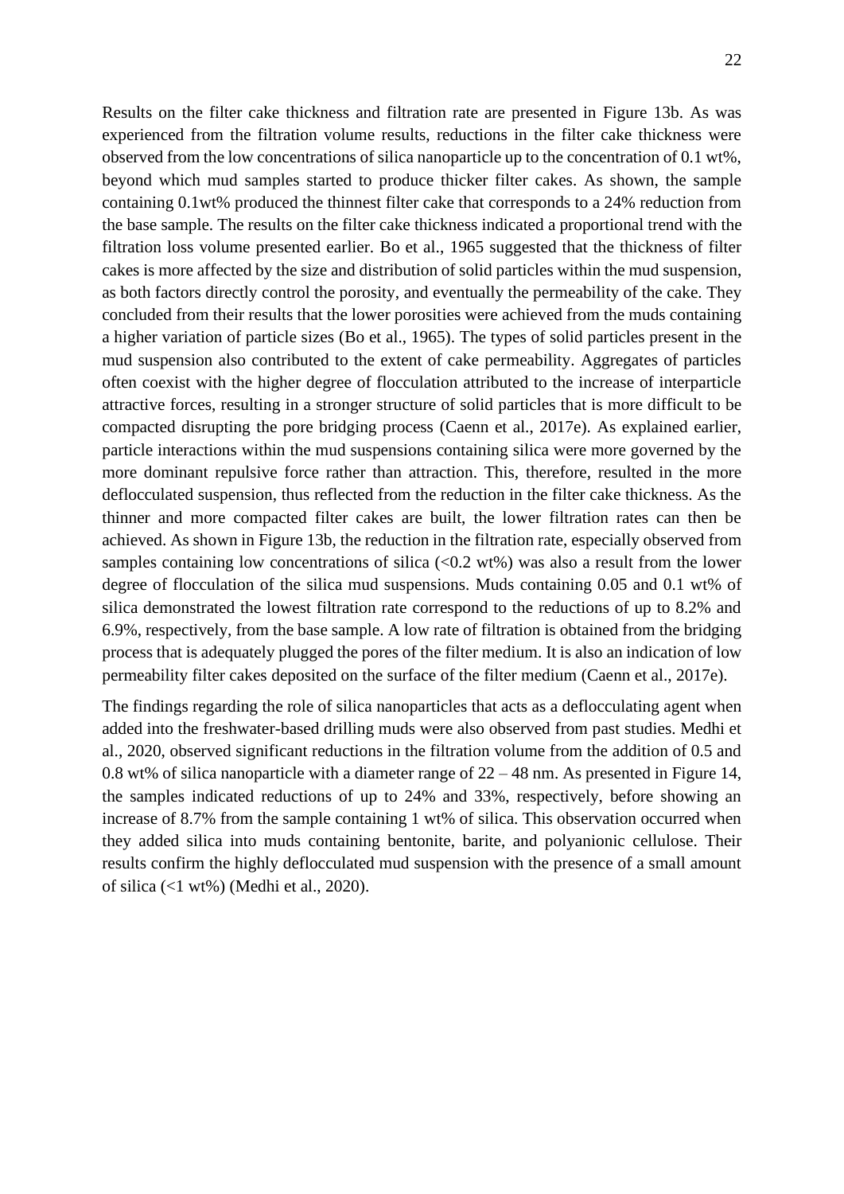Results on the filter cake thickness and filtration rate are presented in Figure 13b. As was experienced from the filtration volume results, reductions in the filter cake thickness were observed from the low concentrations of silica nanoparticle up to the concentration of 0.1 wt%, beyond which mud samples started to produce thicker filter cakes. As shown, the sample containing 0.1wt% produced the thinnest filter cake that corresponds to a 24% reduction from the base sample. The results on the filter cake thickness indicated a proportional trend with the filtration loss volume presented earlier. Bo et al., 1965 suggested that the thickness of filter cakes is more affected by the size and distribution of solid particles within the mud suspension, as both factors directly control the porosity, and eventually the permeability of the cake. They concluded from their results that the lower porosities were achieved from the muds containing a higher variation of particle sizes (Bo et al., 1965). The types of solid particles present in the mud suspension also contributed to the extent of cake permeability. Aggregates of particles often coexist with the higher degree of flocculation attributed to the increase of interparticle attractive forces, resulting in a stronger structure of solid particles that is more difficult to be compacted disrupting the pore bridging process (Caenn et al., 2017e). As explained earlier, particle interactions within the mud suspensions containing silica were more governed by the more dominant repulsive force rather than attraction. This, therefore, resulted in the more deflocculated suspension, thus reflected from the reduction in the filter cake thickness. As the thinner and more compacted filter cakes are built, the lower filtration rates can then be achieved. As shown in Figure 13b, the reduction in the filtration rate, especially observed from samples containing low concentrations of silica (<0.2 wt%) was also a result from the lower degree of flocculation of the silica mud suspensions. Muds containing 0.05 and 0.1 wt% of silica demonstrated the lowest filtration rate correspond to the reductions of up to 8.2% and 6.9%, respectively, from the base sample. A low rate of filtration is obtained from the bridging process that is adequately plugged the pores of the filter medium. It is also an indication of low permeability filter cakes deposited on the surface of the filter medium (Caenn et al., 2017e).

The findings regarding the role of silica nanoparticles that acts as a deflocculating agent when added into the freshwater-based drilling muds were also observed from past studies. Medhi et al., 2020, observed significant reductions in the filtration volume from the addition of 0.5 and 0.8 wt% of silica nanoparticle with a diameter range of 22 – 48 nm. As presented in Figure 14, the samples indicated reductions of up to 24% and 33%, respectively, before showing an increase of 8.7% from the sample containing 1 wt% of silica. This observation occurred when they added silica into muds containing bentonite, barite, and polyanionic cellulose. Their results confirm the highly deflocculated mud suspension with the presence of a small amount of silica (<1 wt%) (Medhi et al., 2020).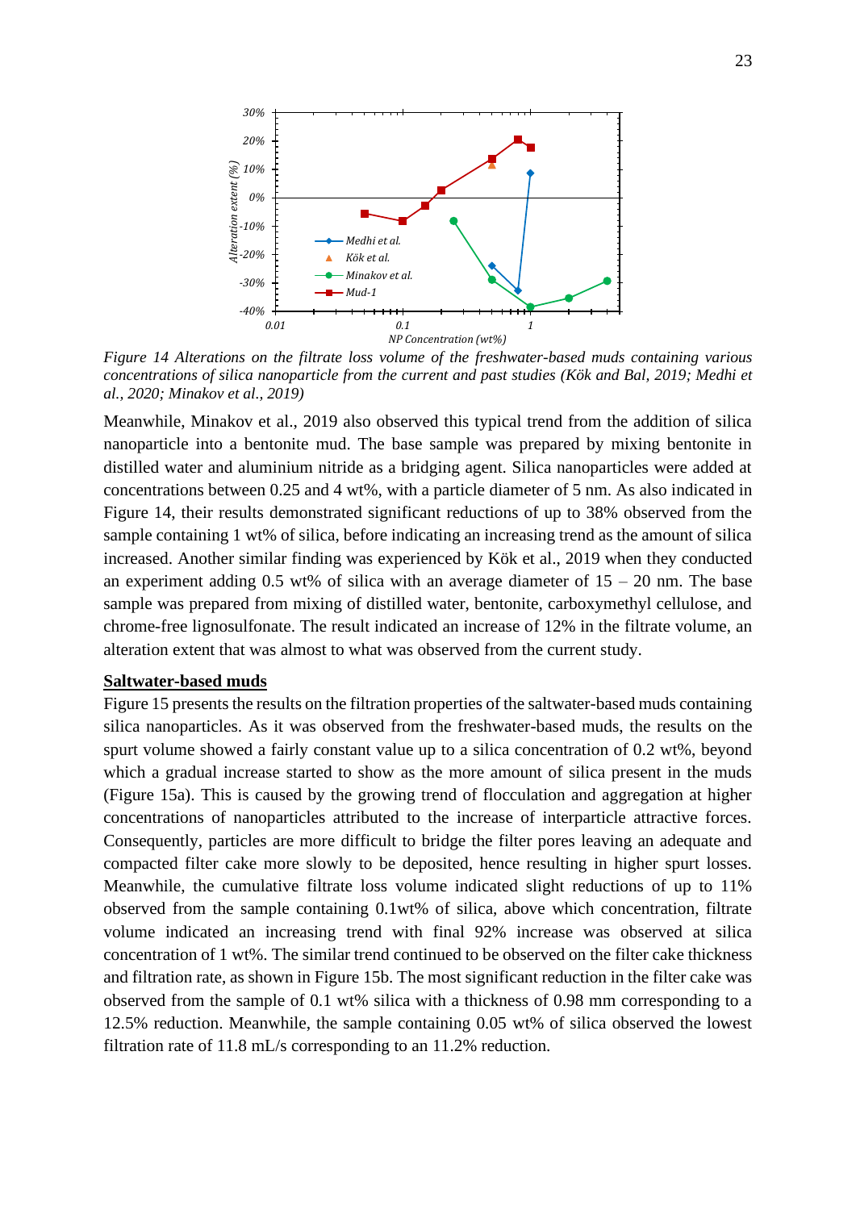*Figure 14 Alterations on the filtrate loss volume of the freshwater-based muds containing various concentrations of silica nanoparticle from the current and past studies (Kök and Bal, 2019; Medhi et al., 2020; Minakov et al., 2019)*

Meanwhile, Minakov et al., 2019 also observed this typical trend from the addition of silica nanoparticle into a bentonite mud. The base sample was prepared by mixing bentonite in distilled water and aluminium nitride as a bridging agent. Silica nanoparticles were added at concentrations between 0.25 and 4 wt%, with a particle diameter of 5 nm. As also indicated in Figure 14, their results demonstrated significant reductions of up to 38% observed from the sample containing 1 wt% of silica, before indicating an increasing trend as the amount of silica increased. Another similar finding was experienced by Kök et al., 2019 when they conducted an experiment adding 0.5 wt% of silica with an average diameter of 15 – 20 nm. The base sample was prepared from mixing of distilled water, bentonite, carboxymethyl cellulose, and chrome-free lignosulfonate. The result indicated an increase of 12% in the filtrate volume, an alteration extent that was almost to what was observed from the current study.

**Saltwater-based muds**

Figure 15 presents the results on the filtration properties of the saltwater-based muds containing silica nanoparticles. As it was observed from the freshwater-based muds, the results on the spurt volume showed a fairly constant value up to a silica concentration of 0.2 wt%, beyond which a gradual increase started to show as the more amount of silica present in the muds (Figure 15a). This is caused by the growing trend of flocculation and aggregation at higher concentrations of nanoparticles attributed to the increase of interparticle attractive forces. Consequently, particles are more difficult to bridge the filter pores leaving an adequate and compacted filter cake more slowly to be deposited, hence resulting in higher spurt losses. Meanwhile, the cumulative filtrate loss volume indicated slight reductions of up to 11% observed from the sample containing 0.1wt% of silica, above which concentration, filtrate volume indicated an increasing trend with final 92% increase was observed at silica concentration of 1 wt%. The similar trend continued to be observed on the filter cake thickness and filtration rate, as shown in Figure 15b. The most significant reduction in the filter cake was observed from the sample of 0.1 wt% silica with a thickness of 0.98 mm corresponding to a 12.5% reduction. Meanwhile, the sample containing 0.05 wt% of silica observed the lowest filtration rate of 11.8 mL/s corresponding to an 11.2% reduction.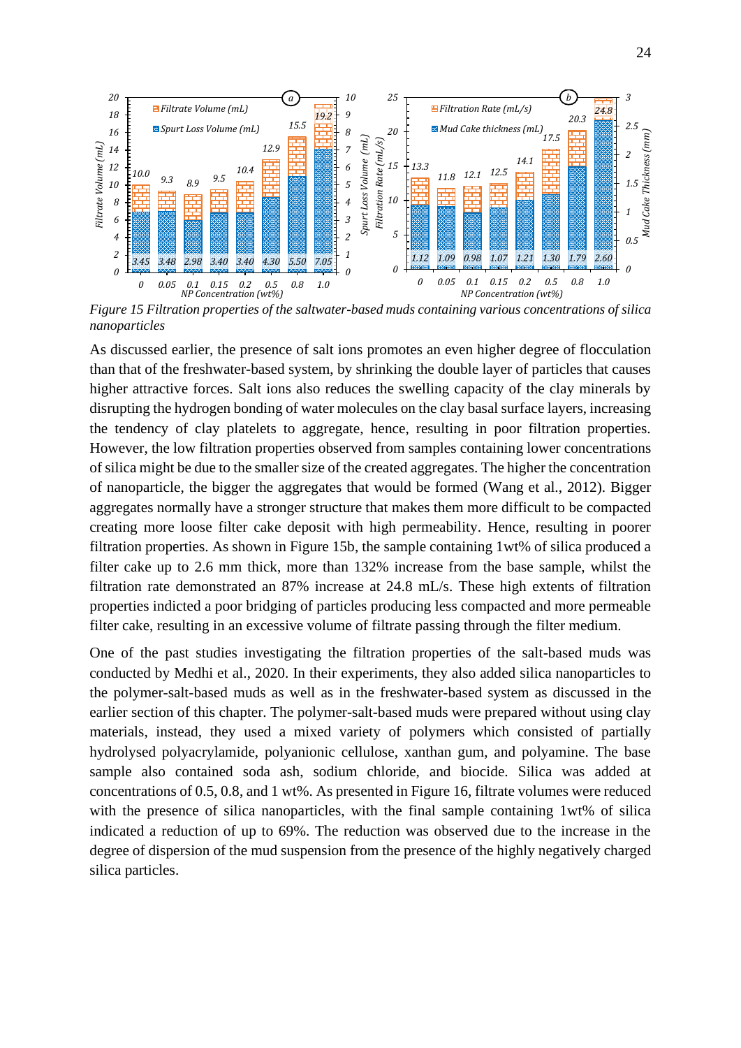*Figure 15 Filtration properties of the saltwater-based muds containing various concentrations of silica nanoparticles*

As discussed earlier, the presence of salt ions promotes an even higher degree of flocculation than that of the freshwater-based system, by shrinking the double layer of particles that causes higher attractive forces. Salt ions also reduces the swelling capacity of the clay minerals by disrupting the hydrogen bonding of water molecules on the clay basal surface layers, increasing the tendency of clay platelets to aggregate, hence, resulting in poor filtration properties. However, the low filtration properties observed from samples containing lower concentrations of silica might be due to the smaller size of the created aggregates. The higher the concentration of nanoparticle, the bigger the aggregates that would be formed (Wang et al., 2012). Bigger aggregates normally have a stronger structure that makes them more difficult to be compacted creating more loose filter cake deposit with high permeability. Hence, resulting in poorer filtration properties. As shown in Figure 15b, the sample containing 1wt% of silica produced a filter cake up to 2.6 mm thick, more than 132% increase from the base sample, whilst the filtration rate demonstrated an 87% increase at 24.8 mL/s. These high extents of filtration properties indicted a poor bridging of particles producing less compacted and more permeable filter cake, resulting in an excessive volume of filtrate passing through the filter medium.

One of the past studies investigating the filtration properties of the salt-based muds was conducted by Medhi et al., 2020. In their experiments, they also added silica nanoparticles to the polymer-salt-based muds as well as in the freshwater-based system as discussed in the earlier section of this chapter. The polymer-salt-based muds were prepared without using clay materials, instead, they used a mixed variety of polymers which consisted of partially hydrolysed polyacrylamide, polyanionic cellulose, xanthan gum, and polyamine. The base sample also contained soda ash, sodium chloride, and biocide. Silica was added at concentrations of 0.5, 0.8, and 1 wt%. As presented in Figure 16, filtrate volumes were reduced with the presence of silica nanoparticles, with the final sample containing 1wt% of silica indicated a reduction of up to 69%. The reduction was observed due to the increase in the degree of dispersion of the mud suspension from the presence of the highly negatively charged silica particles.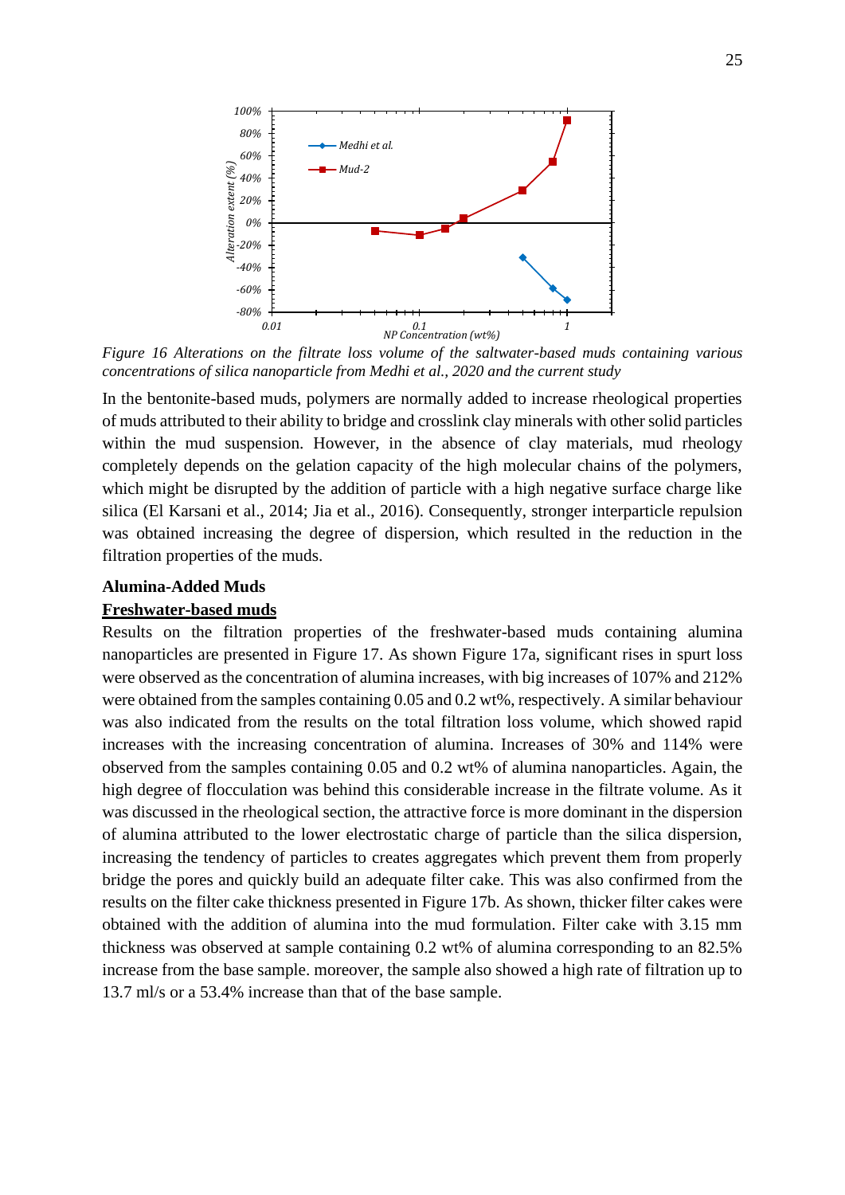*Figure 16 Alterations on the filtrate loss volume of the saltwater-based muds containing various concentrations of silica nanoparticle from Medhi et al., 2020 and the current study*

In the bentonite-based muds, polymers are normally added to increase rheological properties of muds attributed to their ability to bridge and crosslink clay minerals with other solid particles within the mud suspension. However, in the absence of clay materials, mud rheology completely depends on the gelation capacity of the high molecular chains of the polymers, which might be disrupted by the addition of particle with a high negative surface charge like silica (El Karsani et al., 2014; Jia et al., 2016). Consequently, stronger interparticle repulsion was obtained increasing the degree of dispersion, which resulted in the reduction in the filtration properties of the muds.

**Alumina-Added Muds**

**<u>Freshwater-based muds</u>**

Results on the filtration properties of the freshwater-based muds containing alumina nanoparticles are presented in Figure 17. As shown Figure 17a, significant rises in spurt loss were observed as the concentration of alumina increases, with big increases of 107% and 212% were obtained from the samples containing 0.05 and 0.2 wt%, respectively. A similar behaviour was also indicated from the results on the total filtration loss volume, which showed rapid increases with the increasing concentration of alumina. Increases of 30% and 114% were observed from the samples containing 0.05 and 0.2 wt% of alumina nanoparticles. Again, the high degree of flocculation was behind this considerable increase in the filtrate volume. As it was discussed in the rheological section, the attractive force is more dominant in the dispersion of alumina attributed to the lower electrostatic charge of particle than the silica dispersion, increasing the tendency of particles to creates aggregates which prevent them from properly bridge the pores and quickly build an adequate filter cake. This was also confirmed from the results on the filter cake thickness presented in Figure 17b. As shown, thicker filter cakes were obtained with the addition of alumina into the mud formulation. Filter cake with 3.15 mm thickness was observed at sample containing 0.2 wt% of alumina corresponding to an 82.5% increase from the base sample. moreover, the sample also showed a high rate of filtration up to 13.7 ml/s or a 53.4% increase than that of the base sample.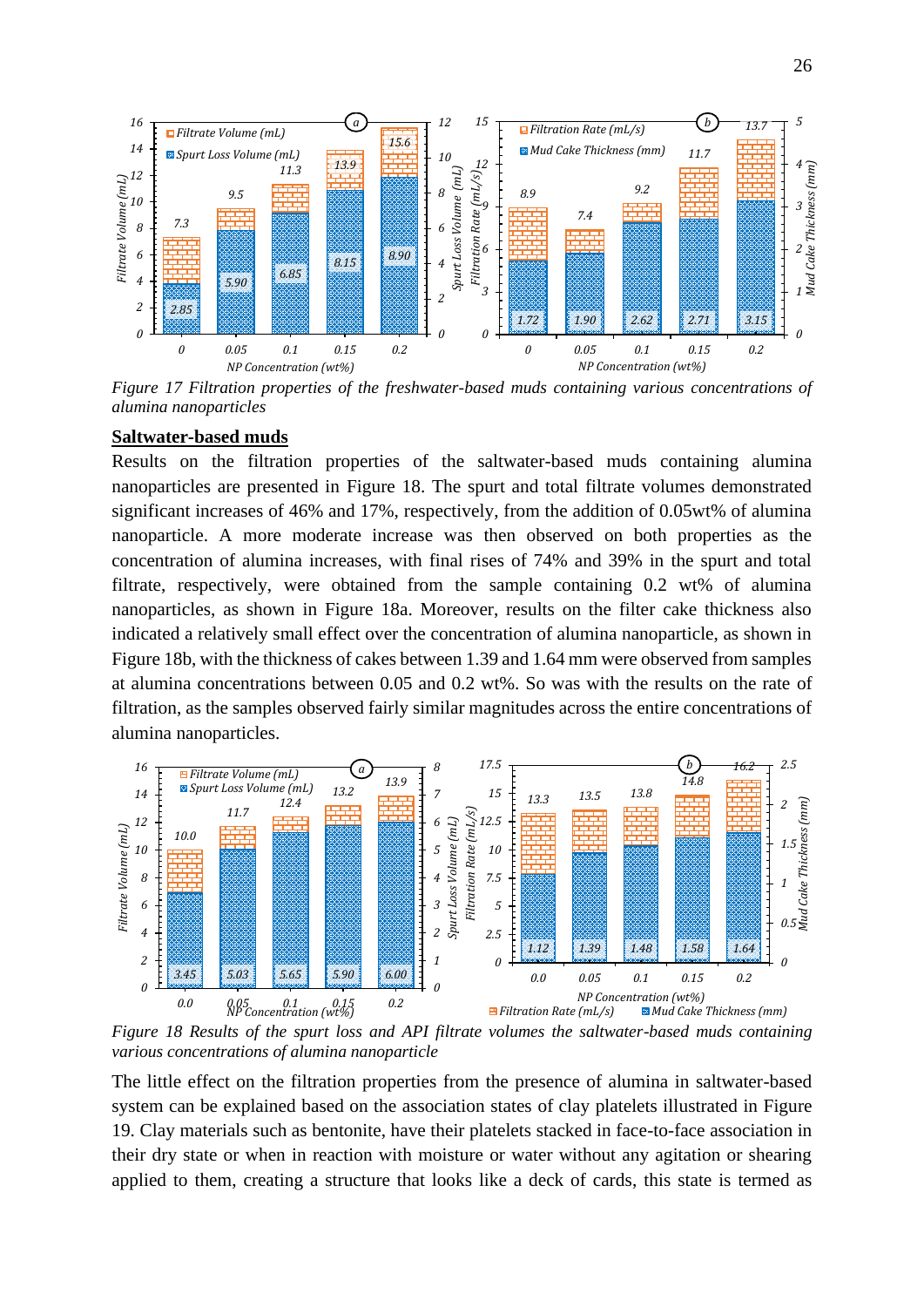Figure 17 Filtration properties of the freshwater-based muds containing various concentrations of alumina nanoparticles

**Saltwater-based muds**

Results on the filtration properties of the saltwater-based muds containing alumina nanoparticles are presented in Figure 18. The spurt and total filtrate volumes demonstrated significant increases of 46% and 17%, respectively, from the addition of 0.05wt% of alumina nanoparticle. A more moderate increase was then observed on both properties as the concentration of alumina increases, with final rises of 74% and 39% in the spurt and total filtrate, respectively, were obtained from the sample containing 0.2 wt% of alumina nanoparticles, as shown in Figure 18a. Moreover, results on the filter cake thickness also indicated a relatively small effect over the concentration of alumina nanoparticle, as shown in Figure 18b, with the thickness of cakes between 1.39 and 1.64 mm were observed from samples at alumina concentrations between 0.05 and 0.2 wt%. So was with the results on the rate of filtration, as the samples observed fairly similar magnitudes across the entire concentrations of alumina nanoparticles.

Figure 18 Results of the spurt loss and API filtrate volumes the saltwater-based muds containing various concentrations of alumina nanoparticle

The little effect on the filtration properties from the presence of alumina in saltwater-based system can be explained based on the association states of clay platelets illustrated in Figure 19. Clay materials such as bentonite, have their platelets stacked in face-to-face association in their dry state or when in reaction with moisture or water without any agitation or shearing applied to them, creating a structure that looks like a deck of cards, this state is termed as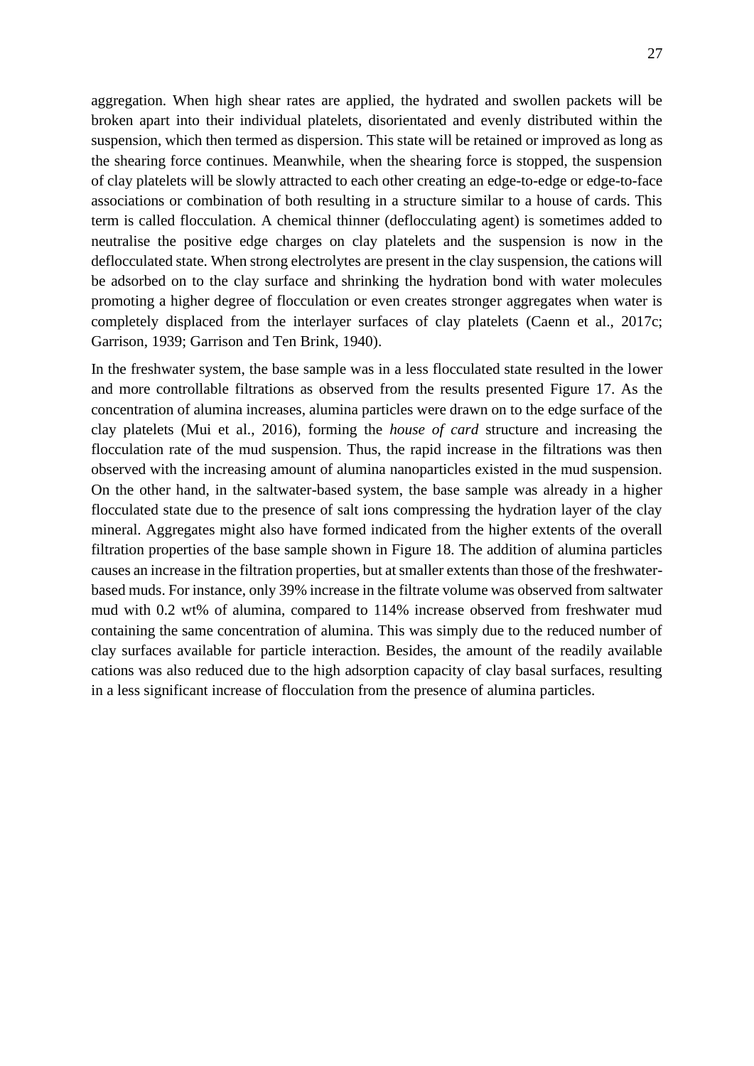aggregation. When high shear rates are applied, the hydrated and swollen packets will be broken apart into their individual platelets, disorientated and evenly distributed within the suspension, which then termed as dispersion. This state will be retained or improved as long as the shearing force continues. Meanwhile, when the shearing force is stopped, the suspension of clay platelets will be slowly attracted to each other creating an edge-to-edge or edge-to-face associations or combination of both resulting in a structure similar to a house of cards. This term is called flocculation. A chemical thinner (deflocculating agent) is sometimes added to neutralise the positive edge charges on clay platelets and the suspension is now in the deflocculated state. When strong electrolytes are present in the clay suspension, the cations will be adsorbed on to the clay surface and shrinking the hydration bond with water molecules promoting a higher degree of flocculation or even creates stronger aggregates when water is completely displaced from the interlayer surfaces of clay platelets (Caenn et al., 2017c; Garrison, 1939; Garrison and Ten Brink, 1940).

In the freshwater system, the base sample was in a less flocculated state resulted in the lower and more controllable filtrations as observed from the results presented Figure 17. As the concentration of alumina increases, alumina particles were drawn on to the edge surface of the clay platelets (Mui et al., 2016), forming the *house of card* structure and increasing the flocculation rate of the mud suspension. Thus, the rapid increase in the filtrations was then observed with the increasing amount of alumina nanoparticles existed in the mud suspension. On the other hand, in the saltwater-based system, the base sample was already in a higher flocculated state due to the presence of salt ions compressing the hydration layer of the clay mineral. Aggregates might also have formed indicated from the higher extents of the overall filtration properties of the base sample shown in Figure 18. The addition of alumina particles causes an increase in the filtration properties, but at smaller extents than those of the freshwater-based muds. For instance, only 39% increase in the filtrate volume was observed from saltwater mud with 0.2 wt% of alumina, compared to 114% increase observed from freshwater mud containing the same concentration of alumina. This was simply due to the reduced number of clay surfaces available for particle interaction. Besides, the amount of the readily available cations was also reduced due to the high adsorption capacity of clay basal surfaces, resulting in a less significant increase of flocculation from the presence of alumina particles.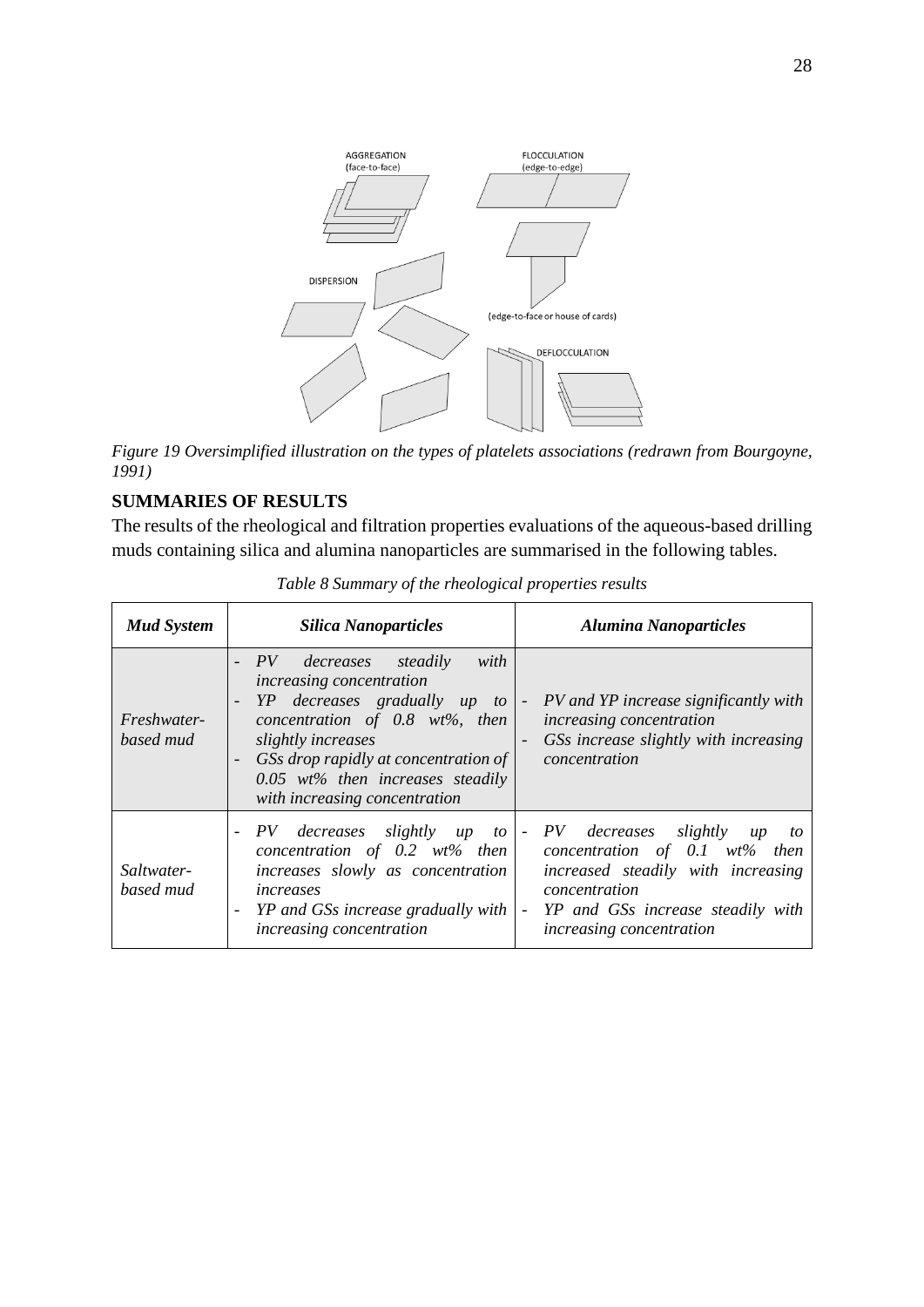*Figure 19 Oversimplified illustration on the types of platelets associations (redrawn from Bourgoyne, 1991)*

## SUMMARIES OF RESULTS

The results of the rheological and filtration properties evaluations of the aqueous-based drilling muds containing silica and alumina nanoparticles are summarised in the following tables.

*Table 8 Summary of the rheological properties results*

| ***Mud System*** | ***Silica Nanoparticles*** | ***Alumina Nanoparticles*** |
|---|---|---|
| *Freshwater-based mud* | - *PV decreases steadily with increasing concentration*<br>- *YP decreases gradually up to concentration of 0.8 wt%, then slightly increases*<br>- *GSs drop rapidly at concentration of 0.05 wt% then increases steadily with increasing concentration* | - *PV and YP increase significantly with increasing concentration*<br>- *GSs increase slightly with increasing concentration* |
| *Saltwater-based mud* | - *PV decreases slightly up to concentration of 0.2 wt% then increases slowly as concentration increases*<br>- *YP and GSs increase gradually with increasing concentration* | - *PV decreases slightly up to concentration of 0.1 wt% then increased steadily with increasing concentration*<br>- *YP and GSs increase steadily with increasing concentration* |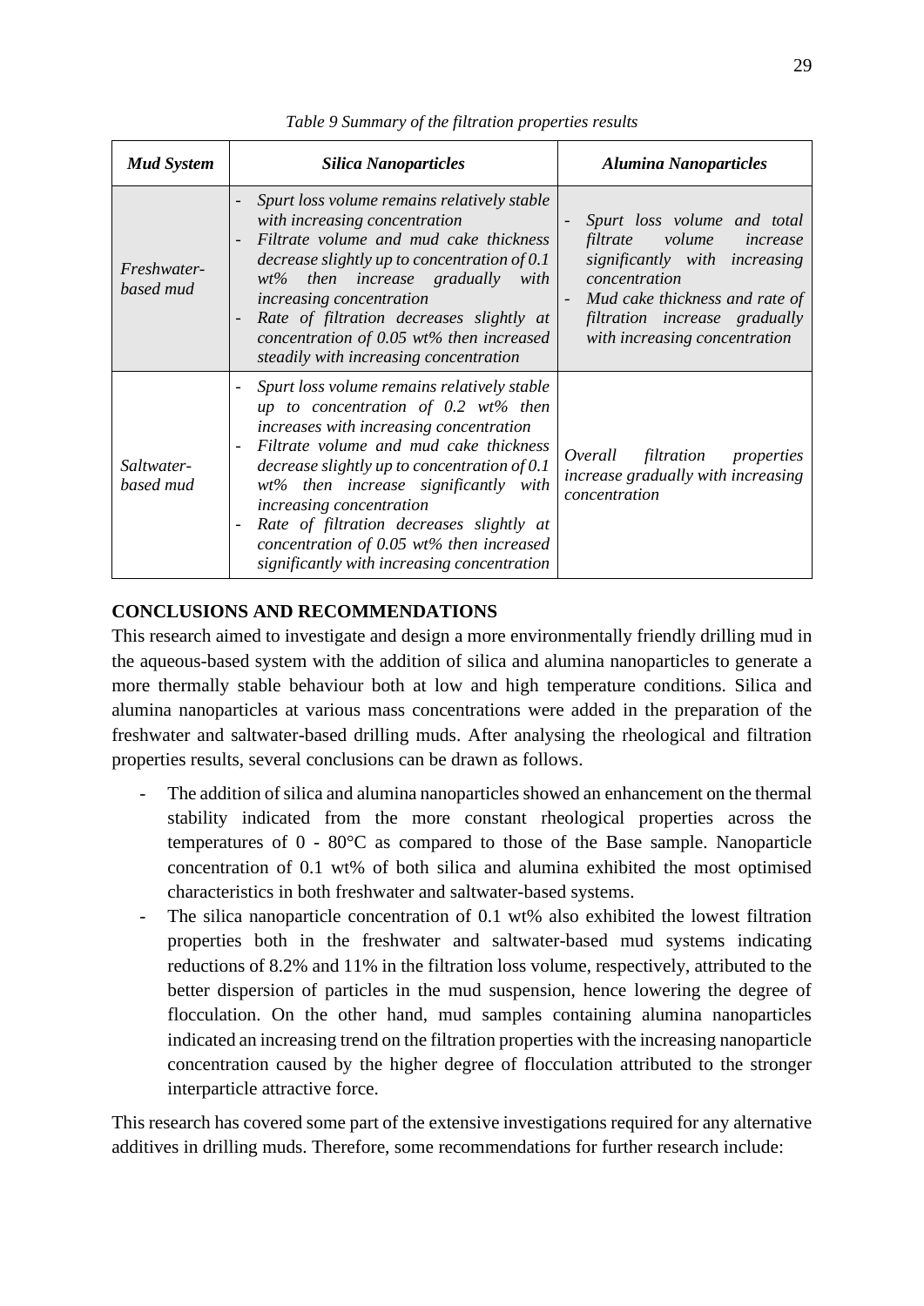*Table 9 Summary of the filtration properties results*

| ***Mud System*** | ***Silica Nanoparticles*** | ***Alumina Nanoparticles*** |
| --- | --- | --- |
| *Freshwater-based mud* | - *Spurt loss volume remains relatively stable with increasing concentration*<br>- *Filtrate volume and mud cake thickness decrease slightly up to concentration of 0.1 wt% then increase gradually with increasing concentration*<br>- *Rate of filtration decreases slightly at concentration of 0.05 wt% then increased steadily with increasing concentration* | - *Spurt loss volume and total filtrate volume increase significantly with increasing concentration*<br>- *Mud cake thickness and rate of filtration increase gradually with increasing concentration* |
| *Saltwater-based mud* | - *Spurt loss volume remains relatively stable up to concentration of 0.2 wt% then increases with increasing concentration*<br>- *Filtrate volume and mud cake thickness decrease slightly up to concentration of 0.1 wt% then increase significantly with increasing concentration*<br>- *Rate of filtration decreases slightly at concentration of 0.05 wt% then increased significantly with increasing concentration* | *Overall filtration properties increase gradually with increasing concentration* |

## CONCLUSIONS AND RECOMMENDATIONS

This research aimed to investigate and design a more environmentally friendly drilling mud in the aqueous-based system with the addition of silica and alumina nanoparticles to generate a more thermally stable behaviour both at low and high temperature conditions. Silica and alumina nanoparticles at various mass concentrations were added in the preparation of the freshwater and saltwater-based drilling muds. After analysing the rheological and filtration properties results, several conclusions can be drawn as follows.

- The addition of silica and alumina nanoparticles showed an enhancement on the thermal stability indicated from the more constant rheological properties across the temperatures of 0 - 80°C as compared to those of the Base sample. Nanoparticle concentration of 0.1 wt% of both silica and alumina exhibited the most optimised characteristics in both freshwater and saltwater-based systems.
- The silica nanoparticle concentration of 0.1 wt% also exhibited the lowest filtration properties both in the freshwater and saltwater-based mud systems indicating reductions of 8.2% and 11% in the filtration loss volume, respectively, attributed to the better dispersion of particles in the mud suspension, hence lowering the degree of flocculation. On the other hand, mud samples containing alumina nanoparticles indicated an increasing trend on the filtration properties with the increasing nanoparticle concentration caused by the higher degree of flocculation attributed to the stronger interparticle attractive force.

This research has covered some part of the extensive investigations required for any alternative additives in drilling muds. Therefore, some recommendations for further research include: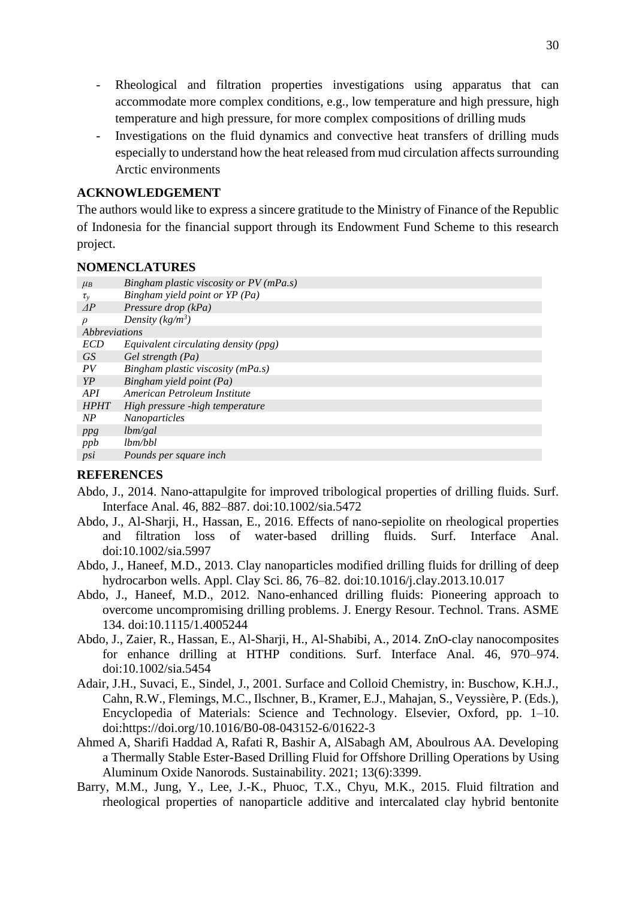- Rheological and filtration properties investigations using apparatus that can accommodate more complex conditions, e.g., low temperature and high pressure, high temperature and high pressure, for more complex compositions of drilling muds
- Investigations on the fluid dynamics and convective heat transfers of drilling muds especially to understand how the heat released from mud circulation affects surrounding Arctic environments

## ACKNOWLEDGEMENT

The authors would like to express a sincere gratitude to the Ministry of Finance of the Republic of Indonesia for the financial support through its Endowment Fund Scheme to this research project.

## NOMENCLATURES

| | |
|---|---|
| $\mu_B$ | *Bingham plastic viscosity or PV (mPa.s)* |
| $\tau_y$ | *Bingham yield point or YP (Pa)* |
| $\Delta P$ | *Pressure drop (kPa)* |
| $\rho$ | *Density (kg/m$^3$)* |
| *Abbreviations* | |
| *ECD* | *Equivalent circulating density (ppg)* |
| *GS* | *Gel strength (Pa)* |
| *PV* | *Bingham plastic viscosity (mPa.s)* |
| *YP* | *Bingham yield point (Pa)* |
| *API* | *American Petroleum Institute* |
| *HPHT* | *High pressure -high temperature* |
| *NP* | *Nanoparticles* |
| *ppg* | *lbm/gal* |
| *ppb* | *lbm/bbl* |
| *psi* | *Pounds per square inch* |

## REFERENCES

Abdo, J., 2014. Nano-attapulgite for improved tribological properties of drilling fluids. Surf. Interface Anal. 46, 882–887. doi:10.1002/sia.5472

Abdo, J., Al-Sharji, H., Hassan, E., 2016. Effects of nano-sepiolite on rheological properties and filtration loss of water-based drilling fluids. Surf. Interface Anal. doi:10.1002/sia.5997

Abdo, J., Haneef, M.D., 2013. Clay nanoparticles modified drilling fluids for drilling of deep hydrocarbon wells. Appl. Clay Sci. 86, 76–82. doi:10.1016/j.clay.2013.10.017

Abdo, J., Haneef, M.D., 2012. Nano-enhanced drilling fluids: Pioneering approach to overcome uncompromising drilling problems. J. Energy Resour. Technol. Trans. ASME 134. doi:10.1115/1.4005244

Abdo, J., Zaier, R., Hassan, E., Al-Sharji, H., Al-Shabibi, A., 2014. ZnO-clay nanocomposites for enhance drilling at HTHP conditions. Surf. Interface Anal. 46, 970–974. doi:10.1002/sia.5454

Adair, J.H., Suvaci, E., Sindel, J., 2001. Surface and Colloid Chemistry, in: Buschow, K.H.J., Cahn, R.W., Flemings, M.C., Ilschner, B., Kramer, E.J., Mahajan, S., Veyssière, P. (Eds.), Encyclopedia of Materials: Science and Technology. Elsevier, Oxford, pp. 1–10. doi:https://doi.org/10.1016/B0-08-043152-6/01622-3

Ahmed A, Sharifi Haddad A, Rafati R, Bashir A, AlSabagh AM, Aboulrous AA. Developing a Thermally Stable Ester-Based Drilling Fluid for Offshore Drilling Operations by Using Aluminum Oxide Nanorods. Sustainability. 2021; 13(6):3399.

Barry, M.M., Jung, Y., Lee, J.-K., Phuoc, T.X., Chyu, M.K., 2015. Fluid filtration and rheological properties of nanoparticle additive and intercalated clay hybrid bentonite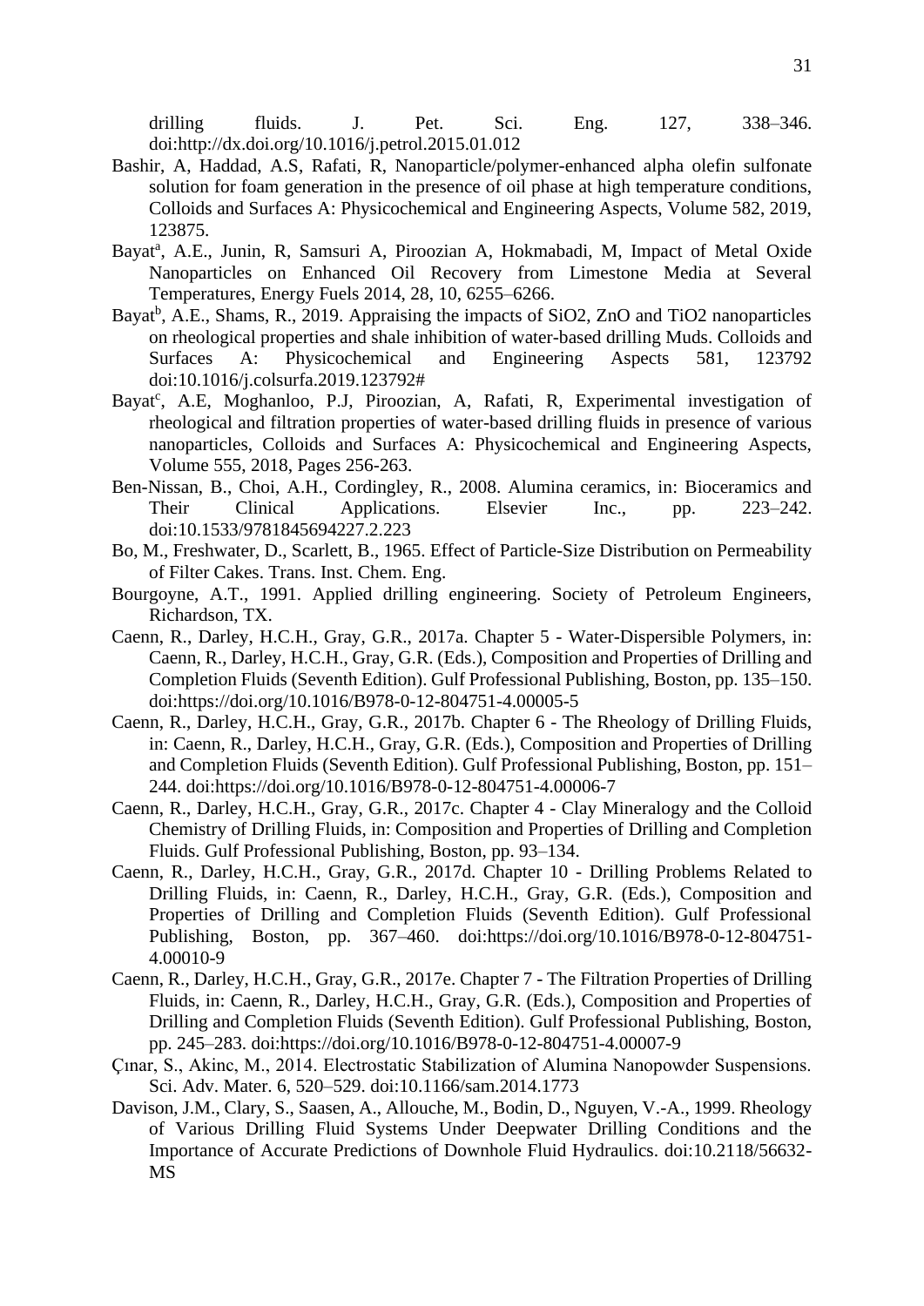drilling fluids. J. Pet. Sci. Eng. 127, 338–346. doi:http://dx.doi.org/10.1016/j.petrol.2015.01.012

Bashir, A, Haddad, A.S, Rafati, R, Nanoparticle/polymer-enhanced alpha olefin sulfonate solution for foam generation in the presence of oil phase at high temperature conditions, Colloids and Surfaces A: Physicochemical and Engineering Aspects, Volume 582, 2019, 123875.

Bayat[a], A.E., Junin, R, Samsuri A, Piroozian A, Hokmabadi, M, Impact of Metal Oxide Nanoparticles on Enhanced Oil Recovery from Limestone Media at Several Temperatures, Energy Fuels 2014, 28, 10, 6255–6266.

Bayat[b], A.E., Shams, R., 2019. Appraising the impacts of SiO2, ZnO and TiO2 nanoparticles on rheological properties and shale inhibition of water-based drilling Muds. Colloids and Surfaces A: Physicochemical and Engineering Aspects 581, 123792 doi:10.1016/j.colsurfa.2019.123792#

Bayat[c], A.E, Moghanloo, P.J, Piroozian, A, Rafati, R, Experimental investigation of rheological and filtration properties of water-based drilling fluids in presence of various nanoparticles, Colloids and Surfaces A: Physicochemical and Engineering Aspects, Volume 555, 2018, Pages 256-263.

Ben-Nissan, B., Choi, A.H., Cordingley, R., 2008. Alumina ceramics, in: Bioceramics and Their Clinical Applications. Elsevier Inc., pp. 223–242. doi:10.1533/9781845694227.2.223

Bo, M., Freshwater, D., Scarlett, B., 1965. Effect of Particle-Size Distribution on Permeability of Filter Cakes. Trans. Inst. Chem. Eng.

Bourgoyne, A.T., 1991. Applied drilling engineering. Society of Petroleum Engineers, Richardson, TX.

Caenn, R., Darley, H.C.H., Gray, G.R., 2017a. Chapter 5 - Water-Dispersible Polymers, in: Caenn, R., Darley, H.C.H., Gray, G.R. (Eds.), Composition and Properties of Drilling and Completion Fluids (Seventh Edition). Gulf Professional Publishing, Boston, pp. 135–150. doi:https://doi.org/10.1016/B978-0-12-804751-4.00005-5

Caenn, R., Darley, H.C.H., Gray, G.R., 2017b. Chapter 6 - The Rheology of Drilling Fluids, in: Caenn, R., Darley, H.C.H., Gray, G.R. (Eds.), Composition and Properties of Drilling and Completion Fluids (Seventh Edition). Gulf Professional Publishing, Boston, pp. 151–244. doi:https://doi.org/10.1016/B978-0-12-804751-4.00006-7

Caenn, R., Darley, H.C.H., Gray, G.R., 2017c. Chapter 4 - Clay Mineralogy and the Colloid Chemistry of Drilling Fluids, in: Composition and Properties of Drilling and Completion Fluids. Gulf Professional Publishing, Boston, pp. 93–134.

Caenn, R., Darley, H.C.H., Gray, G.R., 2017d. Chapter 10 - Drilling Problems Related to Drilling Fluids, in: Caenn, R., Darley, H.C.H., Gray, G.R. (Eds.), Composition and Properties of Drilling and Completion Fluids (Seventh Edition). Gulf Professional Publishing, Boston, pp. 367–460. doi:https://doi.org/10.1016/B978-0-12-804751-4.00010-9

Caenn, R., Darley, H.C.H., Gray, G.R., 2017e. Chapter 7 - The Filtration Properties of Drilling Fluids, in: Caenn, R., Darley, H.C.H., Gray, G.R. (Eds.), Composition and Properties of Drilling and Completion Fluids (Seventh Edition). Gulf Professional Publishing, Boston, pp. 245–283. doi:https://doi.org/10.1016/B978-0-12-804751-4.00007-9

Çınar, S., Akinc, M., 2014. Electrostatic Stabilization of Alumina Nanopowder Suspensions. Sci. Adv. Mater. 6, 520–529. doi:10.1166/sam.2014.1773

Davison, J.M., Clary, S., Saasen, A., Allouche, M., Bodin, D., Nguyen, V.-A., 1999. Rheology of Various Drilling Fluid Systems Under Deepwater Drilling Conditions and the Importance of Accurate Predictions of Downhole Fluid Hydraulics. doi:10.2118/56632-MS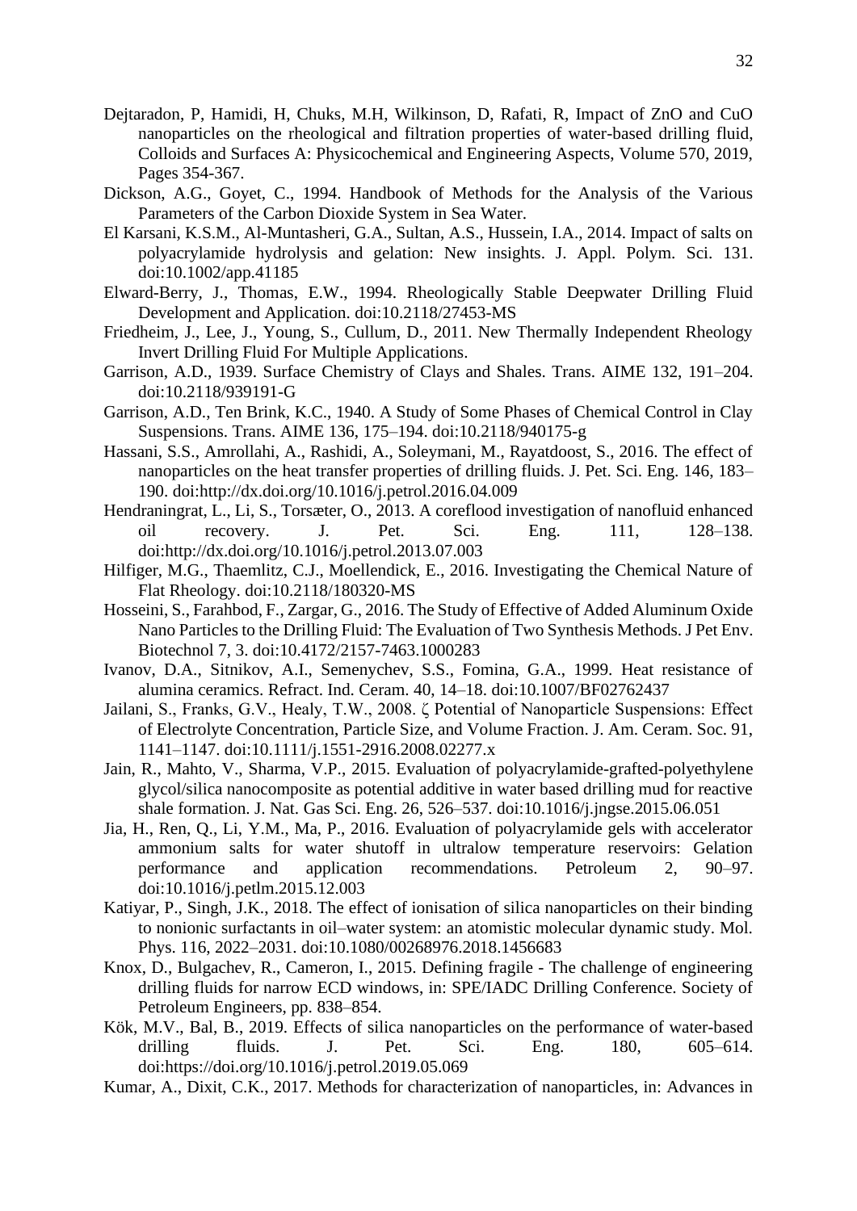Dejtaradon, P, Hamidi, H, Chuks, M.H, Wilkinson, D, Rafati, R, Impact of ZnO and CuO nanoparticles on the rheological and filtration properties of water-based drilling fluid, Colloids and Surfaces A: Physicochemical and Engineering Aspects, Volume 570, 2019, Pages 354-367.

Dickson, A.G., Goyet, C., 1994. Handbook of Methods for the Analysis of the Various Parameters of the Carbon Dioxide System in Sea Water.

El Karsani, K.S.M., Al-Muntasheri, G.A., Sultan, A.S., Hussein, I.A., 2014. Impact of salts on polyacrylamide hydrolysis and gelation: New insights. J. Appl. Polym. Sci. 131. doi:10.1002/app.41185

Elward-Berry, J., Thomas, E.W., 1994. Rheologically Stable Deepwater Drilling Fluid Development and Application. doi:10.2118/27453-MS

Friedheim, J., Lee, J., Young, S., Cullum, D., 2011. New Thermally Independent Rheology Invert Drilling Fluid For Multiple Applications.

Garrison, A.D., 1939. Surface Chemistry of Clays and Shales. Trans. AIME 132, 191–204. doi:10.2118/939191-G

Garrison, A.D., Ten Brink, K.C., 1940. A Study of Some Phases of Chemical Control in Clay Suspensions. Trans. AIME 136, 175–194. doi:10.2118/940175-g

Hassani, S.S., Amrollahi, A., Rashidi, A., Soleymani, M., Rayatdoost, S., 2016. The effect of nanoparticles on the heat transfer properties of drilling fluids. J. Pet. Sci. Eng. 146, 183–190. doi:http://dx.doi.org/10.1016/j.petrol.2016.04.009

Hendraningrat, L., Li, S., Torsæter, O., 2013. A coreflood investigation of nanofluid enhanced oil recovery. J. Pet. Sci. Eng. 111, 128–138. doi:http://dx.doi.org/10.1016/j.petrol.2013.07.003

Hilfiger, M.G., Thaemlitz, C.J., Moellendick, E., 2016. Investigating the Chemical Nature of Flat Rheology. doi:10.2118/180320-MS

Hosseini, S., Farahbod, F., Zargar, G., 2016. The Study of Effective of Added Aluminum Oxide Nano Particles to the Drilling Fluid: The Evaluation of Two Synthesis Methods. J Pet Env. Biotechnol 7, 3. doi:10.4172/2157-7463.1000283

Ivanov, D.A., Sitnikov, A.I., Semenychev, S.S., Fomina, G.A., 1999. Heat resistance of alumina ceramics. Refract. Ind. Ceram. 40, 14–18. doi:10.1007/BF02762437

Jailani, S., Franks, G.V., Healy, T.W., 2008. ζ Potential of Nanoparticle Suspensions: Effect of Electrolyte Concentration, Particle Size, and Volume Fraction. J. Am. Ceram. Soc. 91, 1141–1147. doi:10.1111/j.1551-2916.2008.02277.x

Jain, R., Mahto, V., Sharma, V.P., 2015. Evaluation of polyacrylamide-grafted-polyethylene glycol/silica nanocomposite as potential additive in water based drilling mud for reactive shale formation. J. Nat. Gas Sci. Eng. 26, 526–537. doi:10.1016/j.jngse.2015.06.051

Jia, H., Ren, Q., Li, Y.M., Ma, P., 2016. Evaluation of polyacrylamide gels with accelerator ammonium salts for water shutoff in ultralow temperature reservoirs: Gelation performance and application recommendations. Petroleum 2, 90–97. doi:10.1016/j.petlm.2015.12.003

Katiyar, P., Singh, J.K., 2018. The effect of ionisation of silica nanoparticles on their binding to nonionic surfactants in oil–water system: an atomistic molecular dynamic study. Mol. Phys. 116, 2022–2031. doi:10.1080/00268976.2018.1456683

Knox, D., Bulgachev, R., Cameron, I., 2015. Defining fragile - The challenge of engineering drilling fluids for narrow ECD windows, in: SPE/IADC Drilling Conference. Society of Petroleum Engineers, pp. 838–854.

Kök, M.V., Bal, B., 2019. Effects of silica nanoparticles on the performance of water-based drilling fluids. J. Pet. Sci. Eng. 180, 605–614. doi:https://doi.org/10.1016/j.petrol.2019.05.069

Kumar, A., Dixit, C.K., 2017. Methods for characterization of nanoparticles, in: Advances in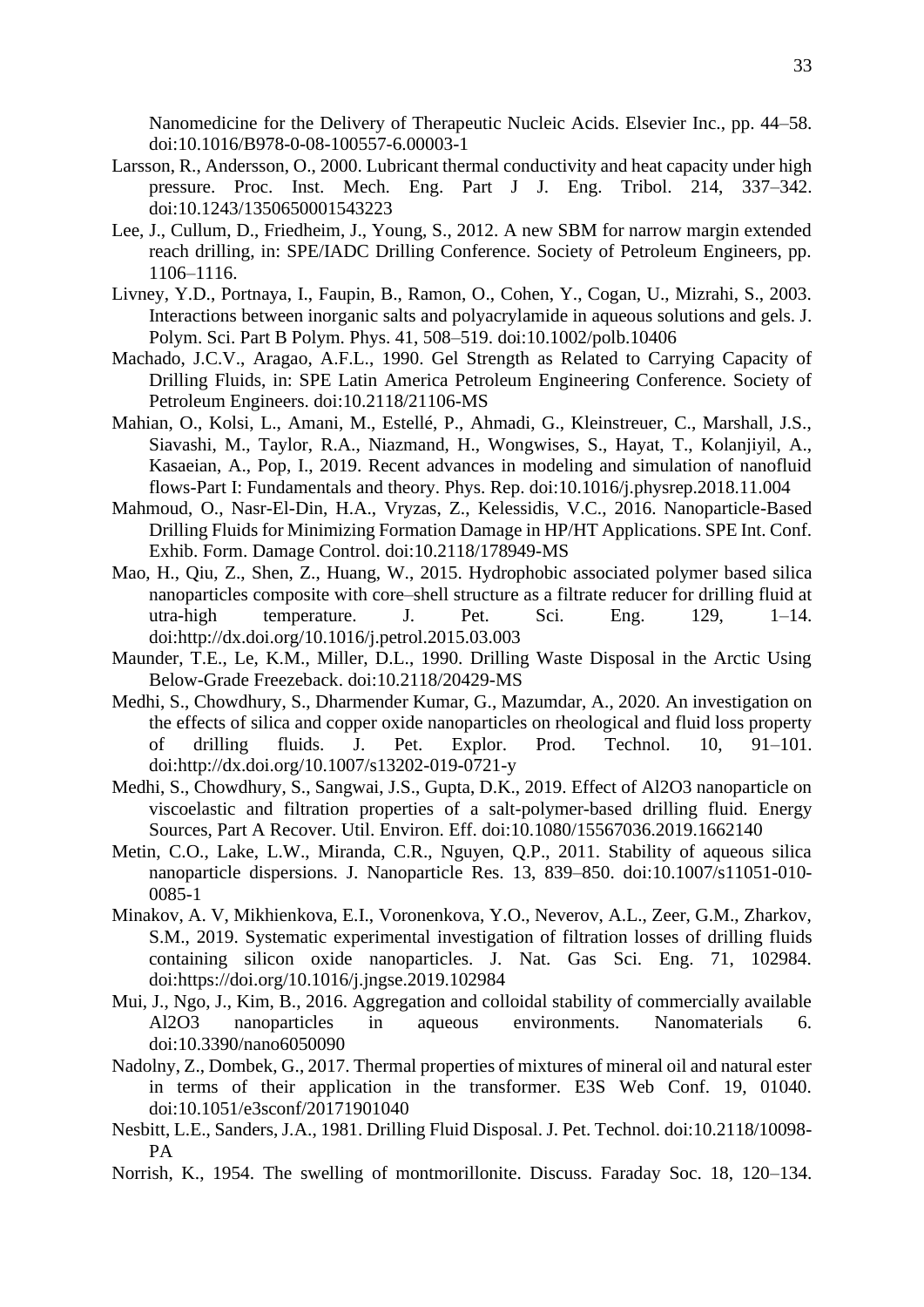Nanomedicine for the Delivery of Therapeutic Nucleic Acids. Elsevier Inc., pp. 44–58. doi:10.1016/B978-0-08-100557-6.00003-1

Larsson, R., Andersson, O., 2000. Lubricant thermal conductivity and heat capacity under high pressure. Proc. Inst. Mech. Eng. Part J J. Eng. Tribol. 214, 337–342. doi:10.1243/1350650001543223

Lee, J., Cullum, D., Friedheim, J., Young, S., 2012. A new SBM for narrow margin extended reach drilling, in: SPE/IADC Drilling Conference. Society of Petroleum Engineers, pp. 1106–1116.

Livney, Y.D., Portnaya, I., Faupin, B., Ramon, O., Cohen, Y., Cogan, U., Mizrahi, S., 2003. Interactions between inorganic salts and polyacrylamide in aqueous solutions and gels. J. Polym. Sci. Part B Polym. Phys. 41, 508–519. doi:10.1002/polb.10406

Machado, J.C.V., Aragao, A.F.L., 1990. Gel Strength as Related to Carrying Capacity of Drilling Fluids, in: SPE Latin America Petroleum Engineering Conference. Society of Petroleum Engineers. doi:10.2118/21106-MS

Mahian, O., Kolsi, L., Amani, M., Estellé, P., Ahmadi, G., Kleinstreuer, C., Marshall, J.S., Siavashi, M., Taylor, R.A., Niazmand, H., Wongwises, S., Hayat, T., Kolanjiyil, A., Kasaeian, A., Pop, I., 2019. Recent advances in modeling and simulation of nanofluid flows-Part I: Fundamentals and theory. Phys. Rep. doi:10.1016/j.physrep.2018.11.004

Mahmoud, O., Nasr-El-Din, H.A., Vryzas, Z., Kelessidis, V.C., 2016. Nanoparticle-Based Drilling Fluids for Minimizing Formation Damage in HP/HT Applications. SPE Int. Conf. Exhib. Form. Damage Control. doi:10.2118/178949-MS

Mao, H., Qiu, Z., Shen, Z., Huang, W., 2015. Hydrophobic associated polymer based silica nanoparticles composite with core–shell structure as a filtrate reducer for drilling fluid at utra-high temperature. J. Pet. Sci. Eng. 129, 1–14. doi:http://dx.doi.org/10.1016/j.petrol.2015.03.003

Maunder, T.E., Le, K.M., Miller, D.L., 1990. Drilling Waste Disposal in the Arctic Using Below-Grade Freezeback. doi:10.2118/20429-MS

Medhi, S., Chowdhury, S., Dharmender Kumar, G., Mazumdar, A., 2020. An investigation on the effects of silica and copper oxide nanoparticles on rheological and fluid loss property of drilling fluids. J. Pet. Explor. Prod. Technol. 10, 91–101. doi:http://dx.doi.org/10.1007/s13202-019-0721-y

Medhi, S., Chowdhury, S., Sangwai, J.S., Gupta, D.K., 2019. Effect of Al2O3 nanoparticle on viscoelastic and filtration properties of a salt-polymer-based drilling fluid. Energy Sources, Part A Recover. Util. Environ. Eff. doi:10.1080/15567036.2019.1662140

Metin, C.O., Lake, L.W., Miranda, C.R., Nguyen, Q.P., 2011. Stability of aqueous silica nanoparticle dispersions. J. Nanoparticle Res. 13, 839–850. doi:10.1007/s11051-010-0085-1

Minakov, A. V, Mikhienkova, E.I., Voronenkova, Y.O., Neverov, A.L., Zeer, G.M., Zharkov, S.M., 2019. Systematic experimental investigation of filtration losses of drilling fluids containing silicon oxide nanoparticles. J. Nat. Gas Sci. Eng. 71, 102984. doi:https://doi.org/10.1016/j.jngse.2019.102984

Mui, J., Ngo, J., Kim, B., 2016. Aggregation and colloidal stability of commercially available Al2O3 nanoparticles in aqueous environments. Nanomaterials 6. doi:10.3390/nano6050090

Nadolny, Z., Dombek, G., 2017. Thermal properties of mixtures of mineral oil and natural ester in terms of their application in the transformer. E3S Web Conf. 19, 01040. doi:10.1051/e3sconf/20171901040

Nesbitt, L.E., Sanders, J.A., 1981. Drilling Fluid Disposal. J. Pet. Technol. doi:10.2118/10098-PA

Norrish, K., 1954. The swelling of montmorillonite. Discuss. Faraday Soc. 18, 120–134.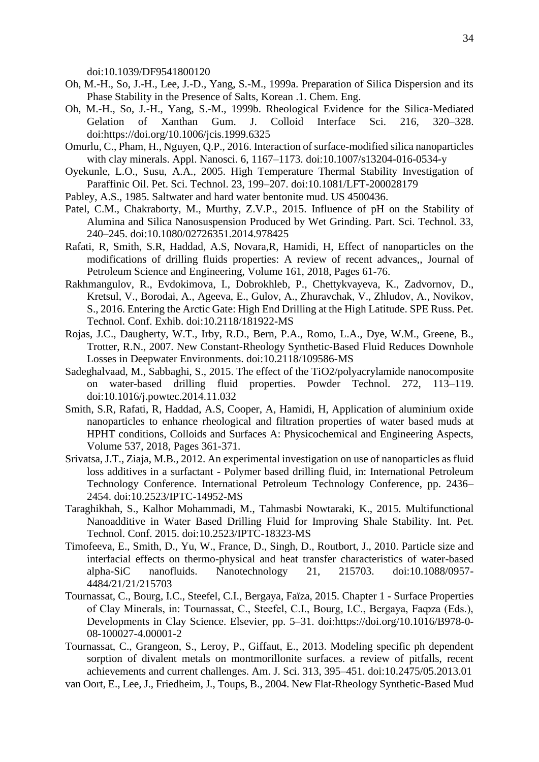doi:10.1039/DF9541800120

Oh, M.-H., So, J.-H., Lee, J.-D., Yang, S.-M., 1999a. Preparation of Silica Dispersion and its Phase Stability in the Presence of Salts, Korean .1. Chem. Eng.

Oh, M.-H., So, J.-H., Yang, S.-M., 1999b. Rheological Evidence for the Silica-Mediated Gelation of Xanthan Gum. J. Colloid Interface Sci. 216, 320–328. doi:https://doi.org/10.1006/jcis.1999.6325

Omurlu, C., Pham, H., Nguyen, Q.P., 2016. Interaction of surface-modified silica nanoparticles with clay minerals. Appl. Nanosci. 6, 1167–1173. doi:10.1007/s13204-016-0534-y

Oyekunle, L.O., Susu, A.A., 2005. High Temperature Thermal Stability Investigation of Paraffinic Oil. Pet. Sci. Technol. 23, 199–207. doi:10.1081/LFT-200028179

Pabley, A.S., 1985. Saltwater and hard water bentonite mud. US 4500436.

Patel, C.M., Chakraborty, M., Murthy, Z.V.P., 2015. Influence of pH on the Stability of Alumina and Silica Nanosuspension Produced by Wet Grinding. Part. Sci. Technol. 33, 240–245. doi:10.1080/02726351.2014.978425

Rafati, R, Smith, S.R, Haddad, A.S, Novara,R, Hamidi, H, Effect of nanoparticles on the modifications of drilling fluids properties: A review of recent advances,, Journal of Petroleum Science and Engineering, Volume 161, 2018, Pages 61-76.

Rakhmangulov, R., Evdokimova, I., Dobrokhleb, P., Chettykvayeva, K., Zadvornov, D., Kretsul, V., Borodai, A., Ageeva, E., Gulov, A., Zhuravchak, V., Zhludov, A., Novikov, S., 2016. Entering the Arctic Gate: High End Drilling at the High Latitude. SPE Russ. Pet. Technol. Conf. Exhib. doi:10.2118/181922-MS

Rojas, J.C., Daugherty, W.T., Irby, R.D., Bern, P.A., Romo, L.A., Dye, W.M., Greene, B., Trotter, R.N., 2007. New Constant-Rheology Synthetic-Based Fluid Reduces Downhole Losses in Deepwater Environments. doi:10.2118/109586-MS

Sadeghalvaad, M., Sabbaghi, S., 2015. The effect of the TiO2/polyacrylamide nanocomposite on water-based drilling fluid properties. Powder Technol. 272, 113–119. doi:10.1016/j.powtec.2014.11.032

Smith, S.R, Rafati, R, Haddad, A.S, Cooper, A, Hamidi, H, Application of aluminium oxide nanoparticles to enhance rheological and filtration properties of water based muds at HPHT conditions, Colloids and Surfaces A: Physicochemical and Engineering Aspects, Volume 537, 2018, Pages 361-371.

Srivatsa, J.T., Ziaja, M.B., 2012. An experimental investigation on use of nanoparticles as fluid loss additives in a surfactant - Polymer based drilling fluid, in: International Petroleum Technology Conference. International Petroleum Technology Conference, pp. 2436–2454. doi:10.2523/IPTC-14952-MS

Taraghikhah, S., Kalhor Mohammadi, M., Tahmasbi Nowtaraki, K., 2015. Multifunctional Nanoadditive in Water Based Drilling Fluid for Improving Shale Stability. Int. Pet. Technol. Conf. 2015. doi:10.2523/IPTC-18323-MS

Timofeeva, E., Smith, D., Yu, W., France, D., Singh, D., Routbort, J., 2010. Particle size and interfacial effects on thermo-physical and heat transfer characteristics of water-based alpha-SiC nanofluids. Nanotechnology 21, 215703. doi:10.1088/0957-4484/21/21/215703

Tournassat, C., Bourg, I.C., Steefel, C.I., Bergaya, Faïza, 2015. Chapter 1 - Surface Properties of Clay Minerals, in: Tournassat, C., Steefel, C.I., Bourg, I.C., Bergaya, Faφza (Eds.), Developments in Clay Science. Elsevier, pp. 5–31. doi:https://doi.org/10.1016/B978-0-08-100027-4.00001-2

Tournassat, C., Grangeon, S., Leroy, P., Giffaut, E., 2013. Modeling specific ph dependent sorption of divalent metals on montmorillonite surfaces. a review of pitfalls, recent achievements and current challenges. Am. J. Sci. 313, 395–451. doi:10.2475/05.2013.01

van Oort, E., Lee, J., Friedheim, J., Toups, B., 2004. New Flat-Rheology Synthetic-Based Mud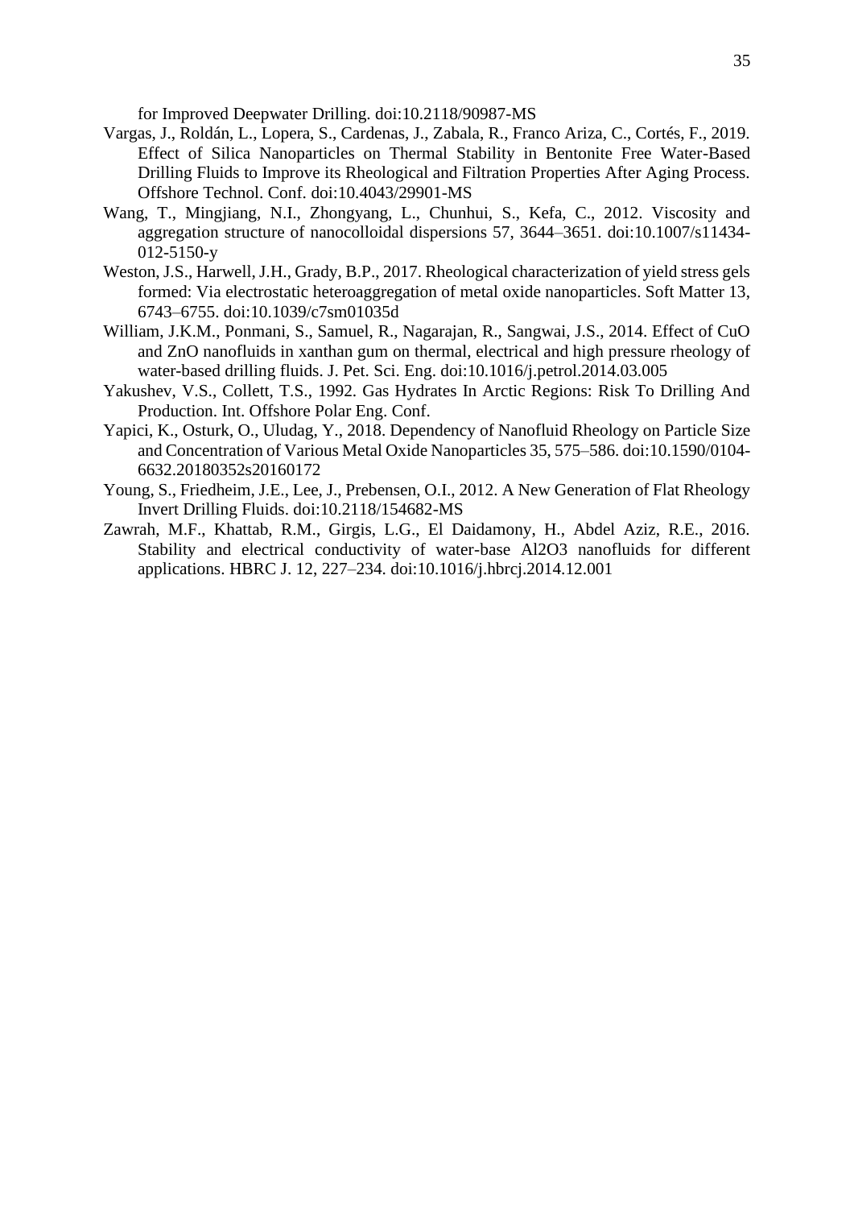for Improved Deepwater Drilling. doi:10.2118/90987-MS

Vargas, J., Roldán, L., Lopera, S., Cardenas, J., Zabala, R., Franco Ariza, C., Cortés, F., 2019. Effect of Silica Nanoparticles on Thermal Stability in Bentonite Free Water-Based Drilling Fluids to Improve its Rheological and Filtration Properties After Aging Process. Offshore Technol. Conf. doi:10.4043/29901-MS

Wang, T., Mingjiang, N.I., Zhongyang, L., Chunhui, S., Kefa, C., 2012. Viscosity and aggregation structure of nanocolloidal dispersions 57, 3644–3651. doi:10.1007/s11434-012-5150-y

Weston, J.S., Harwell, J.H., Grady, B.P., 2017. Rheological characterization of yield stress gels formed: Via electrostatic heteroaggregation of metal oxide nanoparticles. Soft Matter 13, 6743–6755. doi:10.1039/c7sm01035d

William, J.K.M., Ponmani, S., Samuel, R., Nagarajan, R., Sangwai, J.S., 2014. Effect of CuO and ZnO nanofluids in xanthan gum on thermal, electrical and high pressure rheology of water-based drilling fluids. J. Pet. Sci. Eng. doi:10.1016/j.petrol.2014.03.005

Yakushev, V.S., Collett, T.S., 1992. Gas Hydrates In Arctic Regions: Risk To Drilling And Production. Int. Offshore Polar Eng. Conf.

Yapici, K., Osturk, O., Uludag, Y., 2018. Dependency of Nanofluid Rheology on Particle Size and Concentration of Various Metal Oxide Nanoparticles 35, 575–586. doi:10.1590/0104-6632.20180352s20160172

Young, S., Friedheim, J.E., Lee, J., Prebensen, O.I., 2012. A New Generation of Flat Rheology Invert Drilling Fluids. doi:10.2118/154682-MS

Zawrah, M.F., Khattab, R.M., Girgis, L.G., El Daidamony, H., Abdel Aziz, R.E., 2016. Stability and electrical conductivity of water-base $Al_2O_3$ nanofluids for different applications. HBRC J. 12, 227–234. doi:10.1016/j.hbrcj.2014.12.001